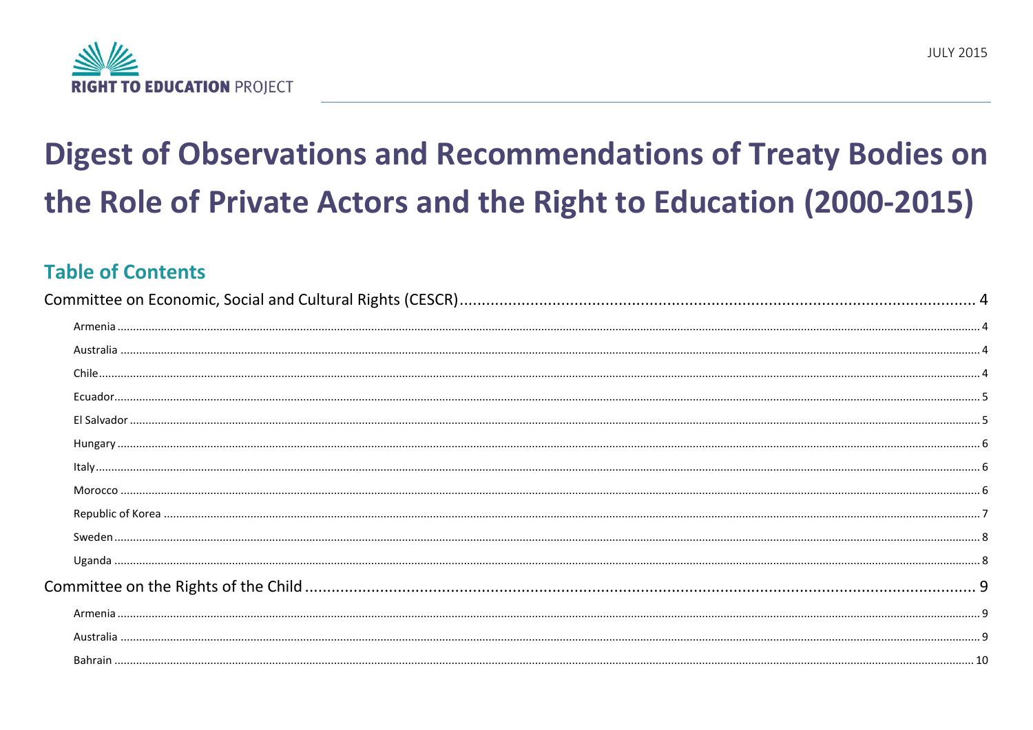RIGHT TO EDUCATION PROJECT

JULY 2015

# Digest of Observations and Recommendations of Treaty Bodies on the Role of Private Actors and the Right to Education (2000-2015)

## Table of Contents

Committee on Economic, Social and Cultural Rights (CESCR) .......... 4

- Armenia .......... 4
- Australia .......... 4
- Chile .......... 4
- Ecuador .......... 5
- El Salvador .......... 5
- Hungary .......... 6
- Italy .......... 6
- Morocco .......... 6
- Republic of Korea .......... 7
- Sweden .......... 8
- Uganda .......... 8

Committee on the Rights of the Child .......... 9

- Armenia .......... 9
- Australia .......... 9
- Bahrain .......... 10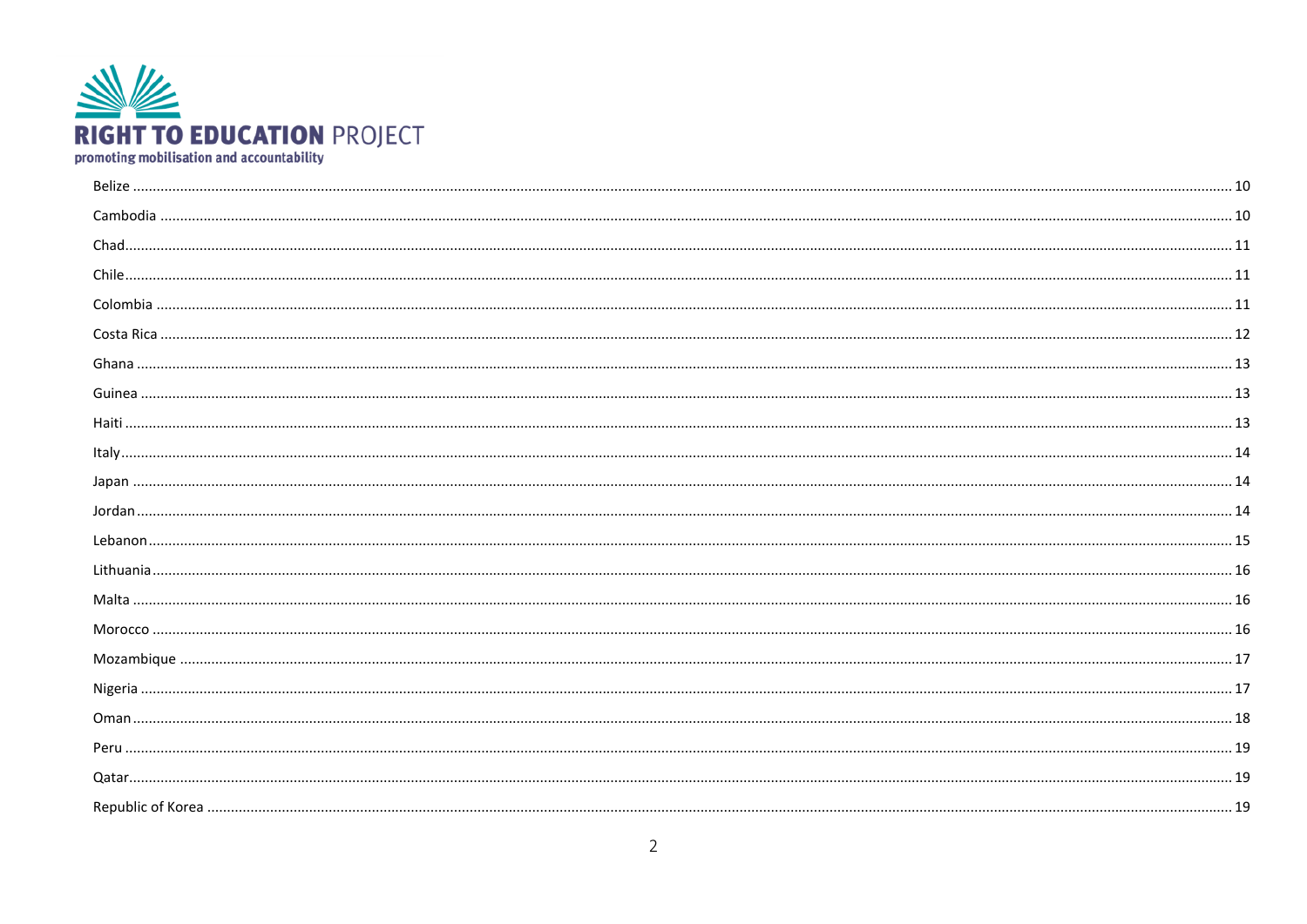Belize ........................................................................................................................ 10

Cambodia .................................................................................................................. 10

Chad........................................................................................................................... 11

Chile........................................................................................................................... 11

Colombia .................................................................................................................... 11

Costa Rica .................................................................................................................. 12

Ghana ........................................................................................................................ 13

Guinea ....................................................................................................................... 13

Haiti ........................................................................................................................... 13

Italy............................................................................................................................ 14

Japan ......................................................................................................................... 14

Jordan ........................................................................................................................ 14

Lebanon..................................................................................................................... 15

Lithuania.................................................................................................................... 16

Malta ......................................................................................................................... 16

Morocco .................................................................................................................... 16

Mozambique .............................................................................................................. 17

Nigeria ...................................................................................................................... 17

Oman ......................................................................................................................... 18

Peru ........................................................................................................................... 19

Qatar.......................................................................................................................... 19

Republic of Korea ...................................................................................................... 19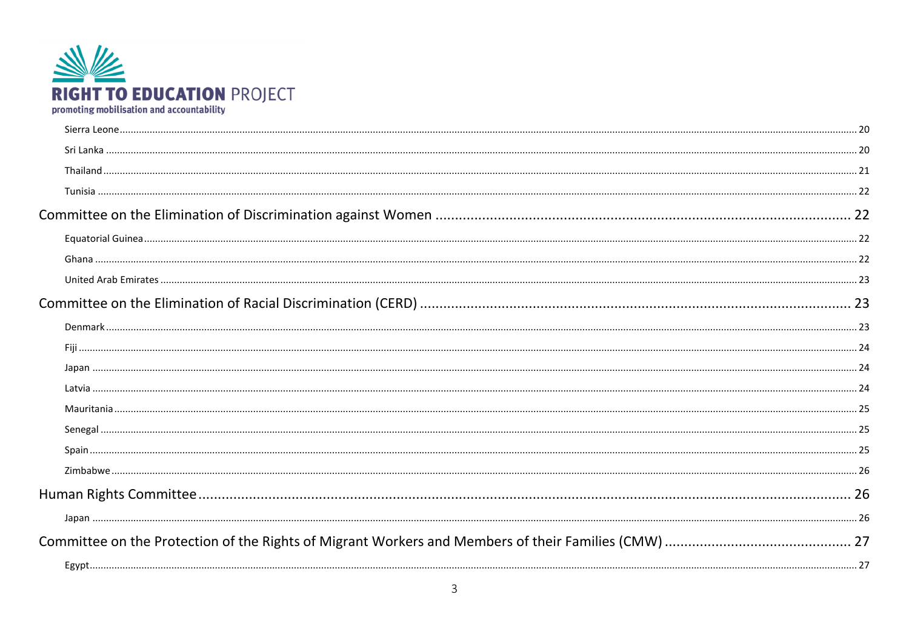Sierra Leone ........ 20

Sri Lanka ........ 20

Thailand ........ 21

Tunisia ........ 22

Committee on the Elimination of Discrimination against Women ........ 22

Equatorial Guinea ........ 22

Ghana ........ 22

United Arab Emirates ........ 23

Committee on the Elimination of Racial Discrimination (CERD) ........ 23

Denmark ........ 23

Fiji ........ 24

Japan ........ 24

Latvia ........ 24

Mauritania ........ 25

Senegal ........ 25

Spain ........ 25

Zimbabwe ........ 26

Human Rights Committee ........ 26

Japan ........ 26

Committee on the Protection of the Rights of Migrant Workers and Members of their Families (CMW) ........ 27

Egypt ........ 27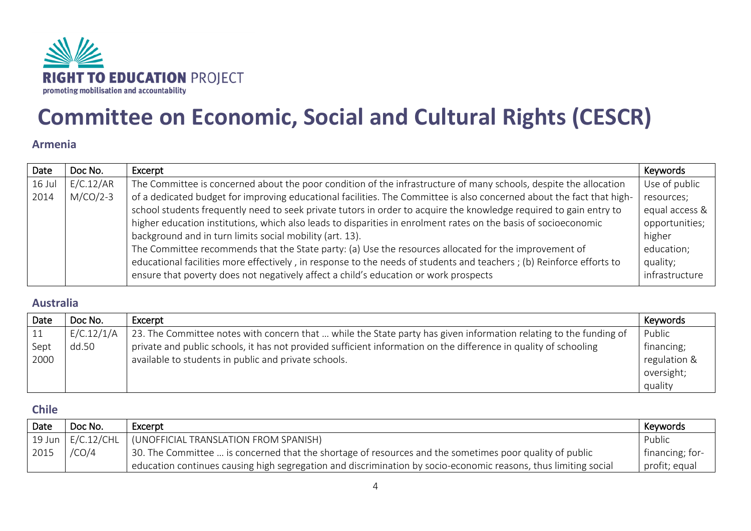**RIGHT TO EDUCATION PROJECT**
promoting mobilisation and accountability

# Committee on Economic, Social and Cultural Rights (CESCR)

### Armenia

| Date | Doc No. | Excerpt | Keywords |
|---|---|---|---|
| 16 Jul 2014 | E/C.12/ARM/CO/2-3 | The Committee is concerned about the poor condition of the infrastructure of many schools, despite the allocation of a dedicated budget for improving educational facilities. The Committee is also concerned about the fact that high-school students frequently need to seek private tutors in order to acquire the knowledge required to gain entry to higher education institutions, which also leads to disparities in enrolment rates on the basis of socioeconomic background and in turn limits social mobility (art. 13).<br>The Committee recommends that the State party: (a) Use the resources allocated for the improvement of educational facilities more effectively , in response to the needs of students and teachers ; (b) Reinforce efforts to ensure that poverty does not negatively affect a child's education or work prospects | Use of public resources; equal access & opportunities; higher education; quality; infrastructure |

### Australia

| Date | Doc No. | Excerpt | Keywords |
|---|---|---|---|
| 11 Sept 2000 | E/C.12/1/Add.50 | 23. The Committee notes with concern that … while the State party has given information relating to the funding of private and public schools, it has not provided sufficient information on the difference in quality of schooling available to students in public and private schools. | Public financing; regulation & oversight; quality |

### Chile

| Date | Doc No. | Excerpt | Keywords |
|---|---|---|---|
| 19 Jun 2015 | E/C.12/CHL/CO/4 | (UNOFFICIAL TRANSLATION FROM SPANISH)<br>30. The Committee … is concerned that the shortage of resources and the sometimes poor quality of public education continues causing high segregation and discrimination by socio-economic reasons, thus limiting social | Public financing; for-profit; equal |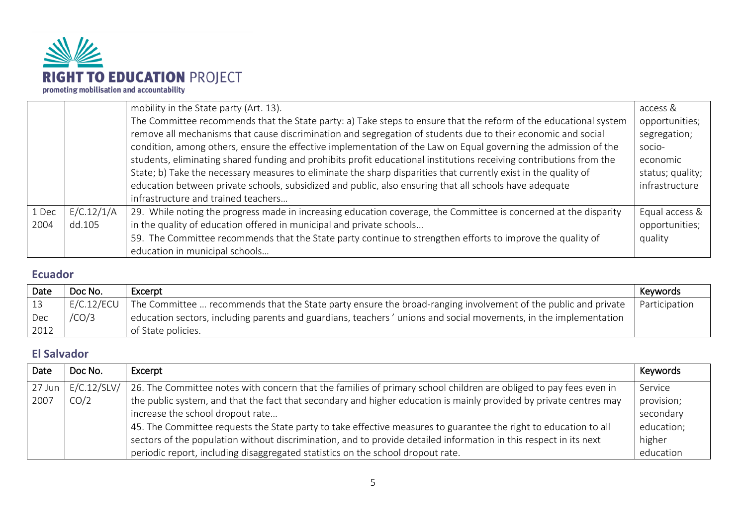| | | mobility in the State party (Art. 13).<br>The Committee recommends that the State party: a) Take steps to ensure that the reform of the educational system remove all mechanisms that cause discrimination and segregation of students due to their economic and social condition, among others, ensure the effective implementation of the Law on Equal governing the admission of the students, eliminating shared funding and prohibits profit educational institutions receiving contributions from the State; b) Take the necessary measures to eliminate the sharp disparities that currently exist in the quality of education between private schools, subsidized and public, also ensuring that all schools have adequate infrastructure and trained teachers… | access & opportunities; segregation; socio-economic status; quality; infrastructure |
|---|---|---|---|
| 1 Dec 2004 | E/C.12/1/Add.105 | 29. While noting the progress made in increasing education coverage, the Committee is concerned at the disparity in the quality of education offered in municipal and private schools…<br>59. The Committee recommends that the State party continue to strengthen efforts to improve the quality of education in municipal schools… | Equal access & opportunities; quality |

## Ecuador

| Date | Doc No. | Excerpt | Keywords |
|---|---|---|---|
| 13 Dec 2012 | E/C.12/ECU/CO/3 | The Committee … recommends that the State party ensure the broad-ranging involvement of the public and private education sectors, including parents and guardians, teachers ' unions and social movements, in the implementation of State policies. | Participation |

## El Salvador

| Date | Doc No. | Excerpt | Keywords |
|---|---|---|---|
| 27 Jun 2007 | E/C.12/SLV/CO/2 | 26. The Committee notes with concern that the families of primary school children are obliged to pay fees even in the public system, and that the fact that secondary and higher education is mainly provided by private centres may increase the school dropout rate…<br>45. The Committee requests the State party to take effective measures to guarantee the right to education to all sectors of the population without discrimination, and to provide detailed information in this respect in its next periodic report, including disaggregated statistics on the school dropout rate. | Service provision; secondary education; higher education |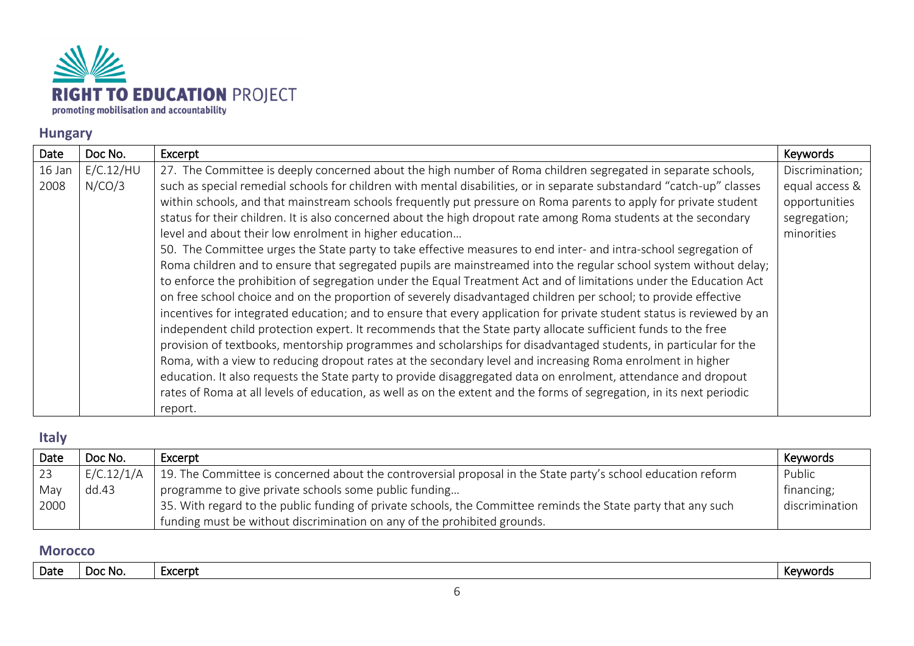## Hungary

| Date | Doc No. | Excerpt | Keywords |
|---|---|---|---|
| 16 Jan 2008 | E/C.12/HUN/CO/3 | 27. The Committee is deeply concerned about the high number of Roma children segregated in separate schools, such as special remedial schools for children with mental disabilities, or in separate substandard "catch-up" classes within schools, and that mainstream schools frequently put pressure on Roma parents to apply for private student status for their children. It is also concerned about the high dropout rate among Roma students at the secondary level and about their low enrolment in higher education… <br> 50. The Committee urges the State party to take effective measures to end inter- and intra-school segregation of Roma children and to ensure that segregated pupils are mainstreamed into the regular school system without delay; to enforce the prohibition of segregation under the Equal Treatment Act and of limitations under the Education Act on free school choice and on the proportion of severely disadvantaged children per school; to provide effective incentives for integrated education; and to ensure that every application for private student status is reviewed by an independent child protection expert. It recommends that the State party allocate sufficient funds to the free provision of textbooks, mentorship programmes and scholarships for disadvantaged students, in particular for the Roma, with a view to reducing dropout rates at the secondary level and increasing Roma enrolment in higher education. It also requests the State party to provide disaggregated data on enrolment, attendance and dropout rates of Roma at all levels of education, as well as on the extent and the forms of segregation, in its next periodic report. | Discrimination; equal access & opportunities segregation; minorities |

## Italy

| Date | Doc No. | Excerpt | Keywords |
|---|---|---|---|
| 23 May 2000 | E/C.12/1/Add.43 | 19. The Committee is concerned about the controversial proposal in the State party's school education reform programme to give private schools some public funding… <br> 35. With regard to the public funding of private schools, the Committee reminds the State party that any such funding must be without discrimination on any of the prohibited grounds. | Public financing; discrimination |

## Morocco

| Date | Doc No. | Excerpt | Keywords |
|---|---|---|---|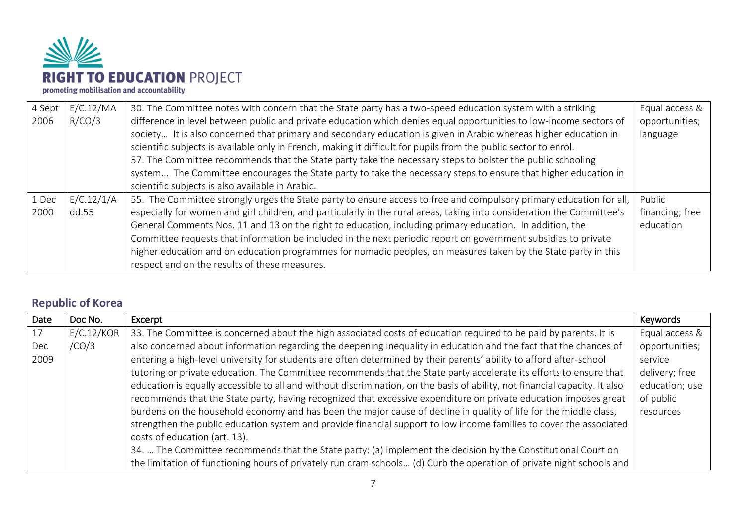| | | | |
|---|---|---|---|
| 4 Sept 2006 | E/C.12/MAR/CO/3 | 30. The Committee notes with concern that the State party has a two-speed education system with a striking difference in level between public and private education which denies equal opportunities to low-income sectors of society… It is also concerned that primary and secondary education is given in Arabic whereas higher education in scientific subjects is available only in French, making it difficult for pupils from the public sector to enrol.<br>57. The Committee recommends that the State party take the necessary steps to bolster the public schooling system... The Committee encourages the State party to take the necessary steps to ensure that higher education in scientific subjects is also available in Arabic. | Equal access & opportunities; language |
| 1 Dec 2000 | E/C.12/1/Add.55 | 55. The Committee strongly urges the State party to ensure access to free and compulsory primary education for all, especially for women and girl children, and particularly in the rural areas, taking into consideration the Committee's General Comments Nos. 11 and 13 on the right to education, including primary education. In addition, the Committee requests that information be included in the next periodic report on government subsidies to private higher education and on education programmes for nomadic peoples, on measures taken by the State party in this respect and on the results of these measures. | Public financing; free education |

## Republic of Korea

| Date | Doc No. | Excerpt | Keywords |
|---|---|---|---|
| 17 Dec 2009 | E/C.12/KOR/CO/3 | 33. The Committee is concerned about the high associated costs of education required to be paid by parents. It is also concerned about information regarding the deepening inequality in education and the fact that the chances of entering a high-level university for students are often determined by their parents' ability to afford after-school tutoring or private education. The Committee recommends that the State party accelerate its efforts to ensure that education is equally accessible to all and without discrimination, on the basis of ability, not financial capacity. It also recommends that the State party, having recognized that excessive expenditure on private education imposes great burdens on the household economy and has been the major cause of decline in quality of life for the middle class, strengthen the public education system and provide financial support to low income families to cover the associated costs of education (art. 13).<br>34. … The Committee recommends that the State party: (a) Implement the decision by the Constitutional Court on the limitation of functioning hours of privately run cram schools… (d) Curb the operation of private night schools and | Equal access & opportunities; service delivery; free education; use of public resources |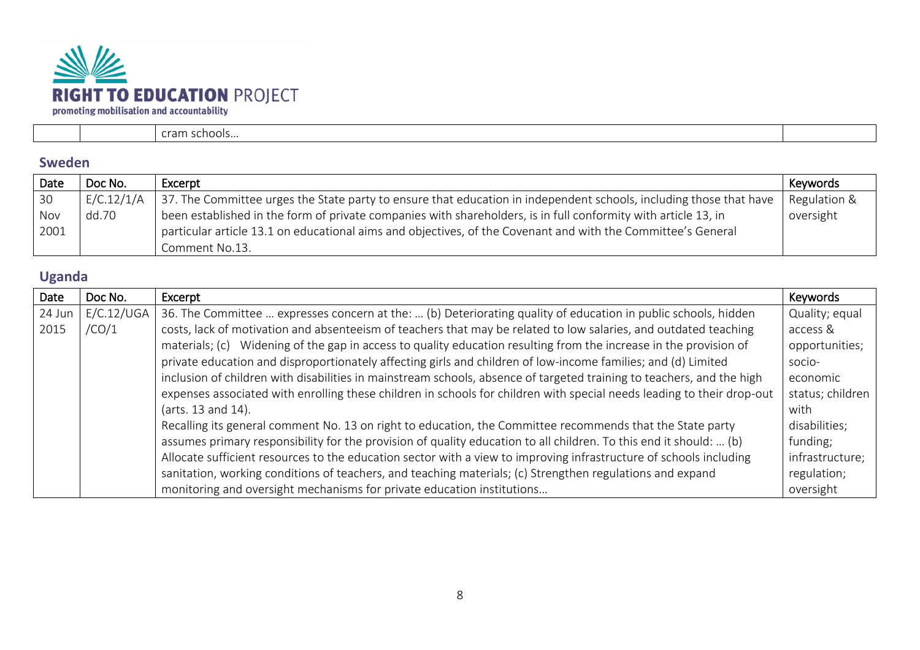| | | cram schools… | |
|---|---|---|---|

## Sweden

| Date | Doc No. | Excerpt | Keywords |
|---|---|---|---|
| 30 Nov 2001 | E/C.12/1/Add.70 | 37. The Committee urges the State party to ensure that education in independent schools, including those that have been established in the form of private companies with shareholders, is in full conformity with article 13, in particular article 13.1 on educational aims and objectives, of the Covenant and with the Committee's General Comment No.13. | Regulation & oversight |

## Uganda

| Date | Doc No. | Excerpt | Keywords |
|---|---|---|---|
| 24 Jun 2015 | E/C.12/UGA/CO/1 | 36. The Committee … expresses concern at the: … (b) Deteriorating quality of education in public schools, hidden costs, lack of motivation and absenteeism of teachers that may be related to low salaries, and outdated teaching materials; (c) Widening of the gap in access to quality education resulting from the increase in the provision of private education and disproportionately affecting girls and children of low-income families; and (d) Limited inclusion of children with disabilities in mainstream schools, absence of targeted training to teachers, and the high expenses associated with enrolling these children in schools for children with special needs leading to their drop-out (arts. 13 and 14).<br>Recalling its general comment No. 13 on right to education, the Committee recommends that the State party assumes primary responsibility for the provision of quality education to all children. To this end it should: … (b) Allocate sufficient resources to the education sector with a view to improving infrastructure of schools including sanitation, working conditions of teachers, and teaching materials; (c) Strengthen regulations and expand monitoring and oversight mechanisms for private education institutions… | Quality; equal access & opportunities; socio-economic status; children with disabilities; funding; infrastructure; regulation; oversight |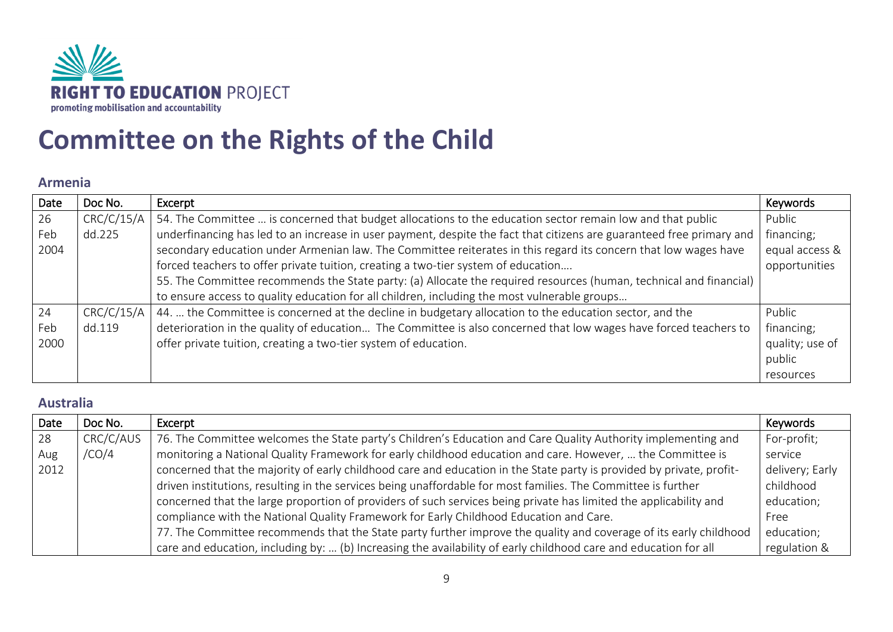# Committee on the Rights of the Child

## Armenia

| Date | Doc No. | Excerpt | Keywords |
|---|---|---|---|
| 26 Feb 2004 | CRC/C/15/Add.225 | 54. The Committee … is concerned that budget allocations to the education sector remain low and that public underfinancing has led to an increase in user payment, despite the fact that citizens are guaranteed free primary and secondary education under Armenian law. The Committee reiterates in this regard its concern that low wages have forced teachers to offer private tuition, creating a two-tier system of education….<br>55. The Committee recommends the State party: (a) Allocate the required resources (human, technical and financial) to ensure access to quality education for all children, including the most vulnerable groups… | Public financing; equal access & opportunities |
| 24 Feb 2000 | CRC/C/15/Add.119 | 44. … the Committee is concerned at the decline in budgetary allocation to the education sector, and the deterioration in the quality of education… The Committee is also concerned that low wages have forced teachers to offer private tuition, creating a two-tier system of education. | Public financing; quality; use of public resources |

## Australia

| Date | Doc No. | Excerpt | Keywords |
|---|---|---|---|
| 28 Aug 2012 | CRC/C/AUS/CO/4 | 76. The Committee welcomes the State party's Children's Education and Care Quality Authority implementing and monitoring a National Quality Framework for early childhood education and care. However, … the Committee is concerned that the majority of early childhood care and education in the State party is provided by private, profit-driven institutions, resulting in the services being unaffordable for most families. The Committee is further concerned that the large proportion of providers of such services being private has limited the applicability and compliance with the National Quality Framework for Early Childhood Education and Care.<br>77. The Committee recommends that the State party further improve the quality and coverage of its early childhood care and education, including by: … (b) Increasing the availability of early childhood care and education for all | For-profit; service delivery; Early childhood education; Free education; regulation & |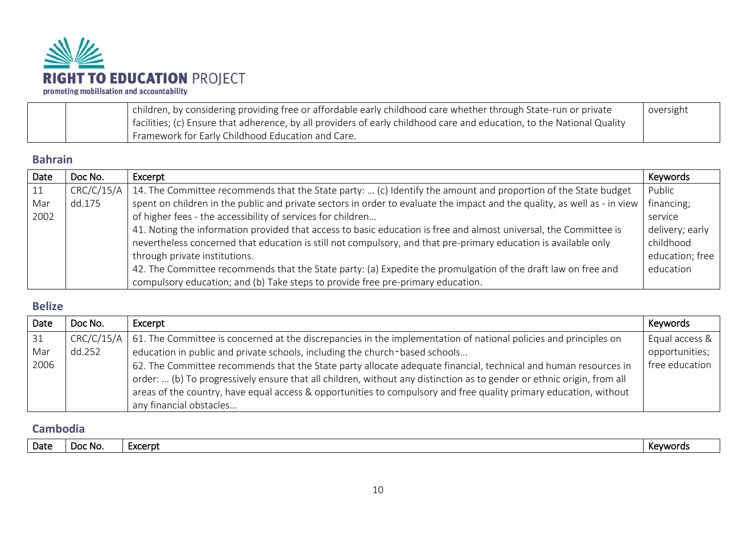| | | children, by considering providing free or affordable early childhood care whether through State-run or private facilities; (c) Ensure that adherence, by all providers of early childhood care and education, to the National Quality Framework for Early Childhood Education and Care. | oversight |
|---|---|---|---|

### Bahrain

| Date | Doc No. | Excerpt | Keywords |
|---|---|---|---|
| 11 Mar 2002 | CRC/C/15/Add.175 | 14. The Committee recommends that the State party: … (c) Identify the amount and proportion of the State budget spent on children in the public and private sectors in order to evaluate the impact and the quality, as well as - in view of higher fees - the accessibility of services for children… 41. Noting the information provided that access to basic education is free and almost universal, the Committee is nevertheless concerned that education is still not compulsory, and that pre-primary education is available only through private institutions. 42. The Committee recommends that the State party: (a) Expedite the promulgation of the draft law on free and compulsory education; and (b) Take steps to provide free pre-primary education. | Public financing; service delivery; early childhood education; free education |

### Belize

| Date | Doc No. | Excerpt | Keywords |
|---|---|---|---|
| 31 Mar 2006 | CRC/C/15/Add.252 | 61. The Committee is concerned at the discrepancies in the implementation of national policies and principles on education in public and private schools, including the church-based schools... 62. The Committee recommends that the State party allocate adequate financial, technical and human resources in order: … (b) To progressively ensure that all children, without any distinction as to gender or ethnic origin, from all areas of the country, have equal access & opportunities to compulsory and free quality primary education, without any financial obstacles… | Equal access & opportunities; free education |

### Cambodia

| Date | Doc No. | Excerpt | Keywords |
|---|---|---|---|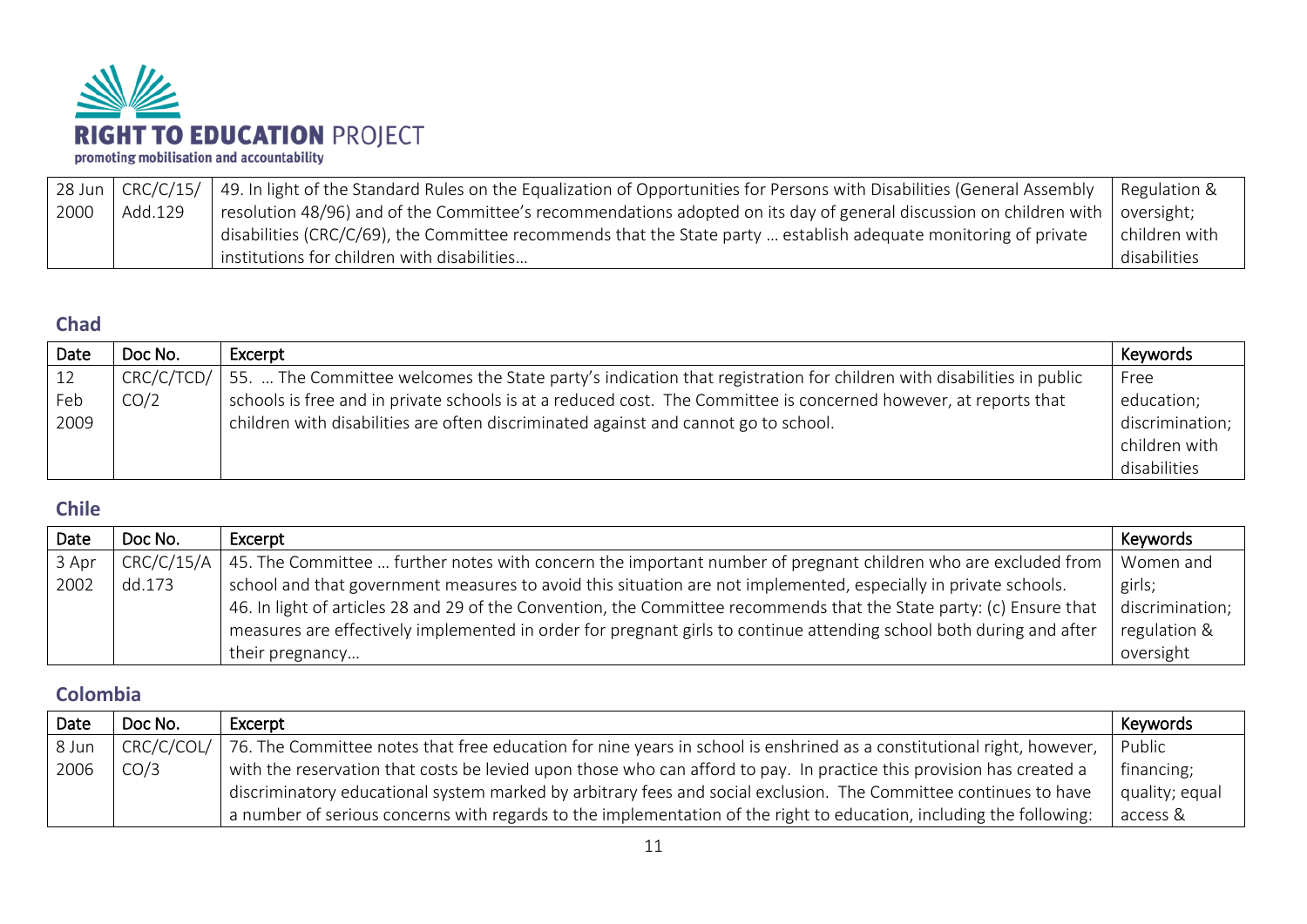| 28 Jun 2000 | CRC/C/15/ Add.129 | 49. In light of the Standard Rules on the Equalization of Opportunities for Persons with Disabilities (General Assembly resolution 48/96) and of the Committee's recommendations adopted on its day of general discussion on children with disabilities (CRC/C/69), the Committee recommends that the State party … establish adequate monitoring of private institutions for children with disabilities… | Regulation & oversight; children with disabilities |
|---|---|---|---|

### Chad

| Date | Doc No. | Excerpt | Keywords |
|---|---|---|---|
| 12 Feb 2009 | CRC/C/TCD/ CO/2 | 55. … The Committee welcomes the State party's indication that registration for children with disabilities in public schools is free and in private schools is at a reduced cost. The Committee is concerned however, at reports that children with disabilities are often discriminated against and cannot go to school. | Free education; discrimination; children with disabilities |

### Chile

| Date | Doc No. | Excerpt | Keywords |
|---|---|---|---|
| 3 Apr 2002 | CRC/C/15/A dd.173 | 45. The Committee … further notes with concern the important number of pregnant children who are excluded from school and that government measures to avoid this situation are not implemented, especially in private schools.<br>46. In light of articles 28 and 29 of the Convention, the Committee recommends that the State party: (c) Ensure that measures are effectively implemented in order for pregnant girls to continue attending school both during and after their pregnancy… | Women and girls; discrimination; regulation & oversight |

### Colombia

| Date | Doc No. | Excerpt | Keywords |
|---|---|---|---|
| 8 Jun 2006 | CRC/C/COL/ CO/3 | 76. The Committee notes that free education for nine years in school is enshrined as a constitutional right, however, with the reservation that costs be levied upon those who can afford to pay. In practice this provision has created a discriminatory educational system marked by arbitrary fees and social exclusion. The Committee continues to have a number of serious concerns with regards to the implementation of the right to education, including the following: | Public financing; quality; equal access & |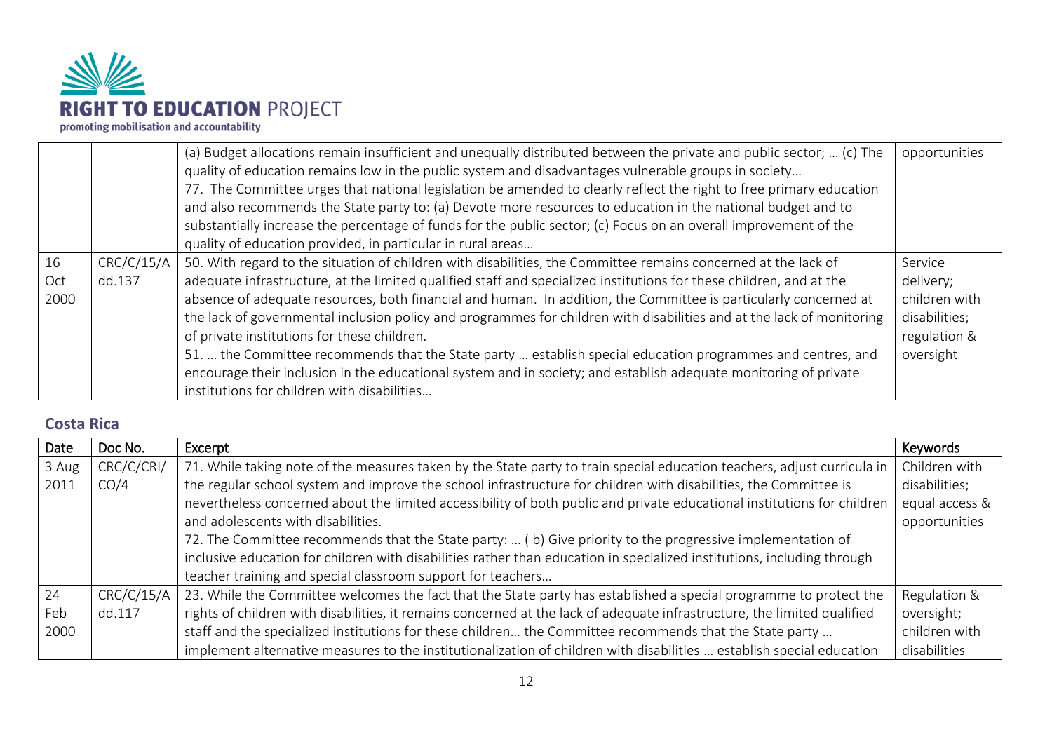| | | (a) Budget allocations remain insufficient and unequally distributed between the private and public sector; … (c) The quality of education remains low in the public system and disadvantages vulnerable groups in society… 77. The Committee urges that national legislation be amended to clearly reflect the right to free primary education and also recommends the State party to: (a) Devote more resources to education in the national budget and to substantially increase the percentage of funds for the public sector; (c) Focus on an overall improvement of the quality of education provided, in particular in rural areas… | opportunities |
|---|---|---|---|
| 16 Oct 2000 | CRC/C/15/Add.137 | 50. With regard to the situation of children with disabilities, the Committee remains concerned at the lack of adequate infrastructure, at the limited qualified staff and specialized institutions for these children, and at the absence of adequate resources, both financial and human. In addition, the Committee is particularly concerned at the lack of governmental inclusion policy and programmes for children with disabilities and at the lack of monitoring of private institutions for these children. 51. … the Committee recommends that the State party … establish special education programmes and centres, and encourage their inclusion in the educational system and in society; and establish adequate monitoring of private institutions for children with disabilities… | Service delivery; children with disabilities; regulation & oversight |

### Costa Rica

| Date | Doc No. | Excerpt | Keywords |
|---|---|---|---|
| 3 Aug 2011 | CRC/C/CRI/CO/4 | 71. While taking note of the measures taken by the State party to train special education teachers, adjust curricula in the regular school system and improve the school infrastructure for children with disabilities, the Committee is nevertheless concerned about the limited accessibility of both public and private educational institutions for children and adolescents with disabilities. 72. The Committee recommends that the State party: … ( b) Give priority to the progressive implementation of inclusive education for children with disabilities rather than education in specialized institutions, including through teacher training and special classroom support for teachers… | Children with disabilities; equal access & opportunities |
| 24 Feb 2000 | CRC/C/15/Add.117 | 23. While the Committee welcomes the fact that the State party has established a special programme to protect the rights of children with disabilities, it remains concerned at the lack of adequate infrastructure, the limited qualified staff and the specialized institutions for these children… the Committee recommends that the State party … implement alternative measures to the institutionalization of children with disabilities … establish special education | Regulation & oversight; children with disabilities |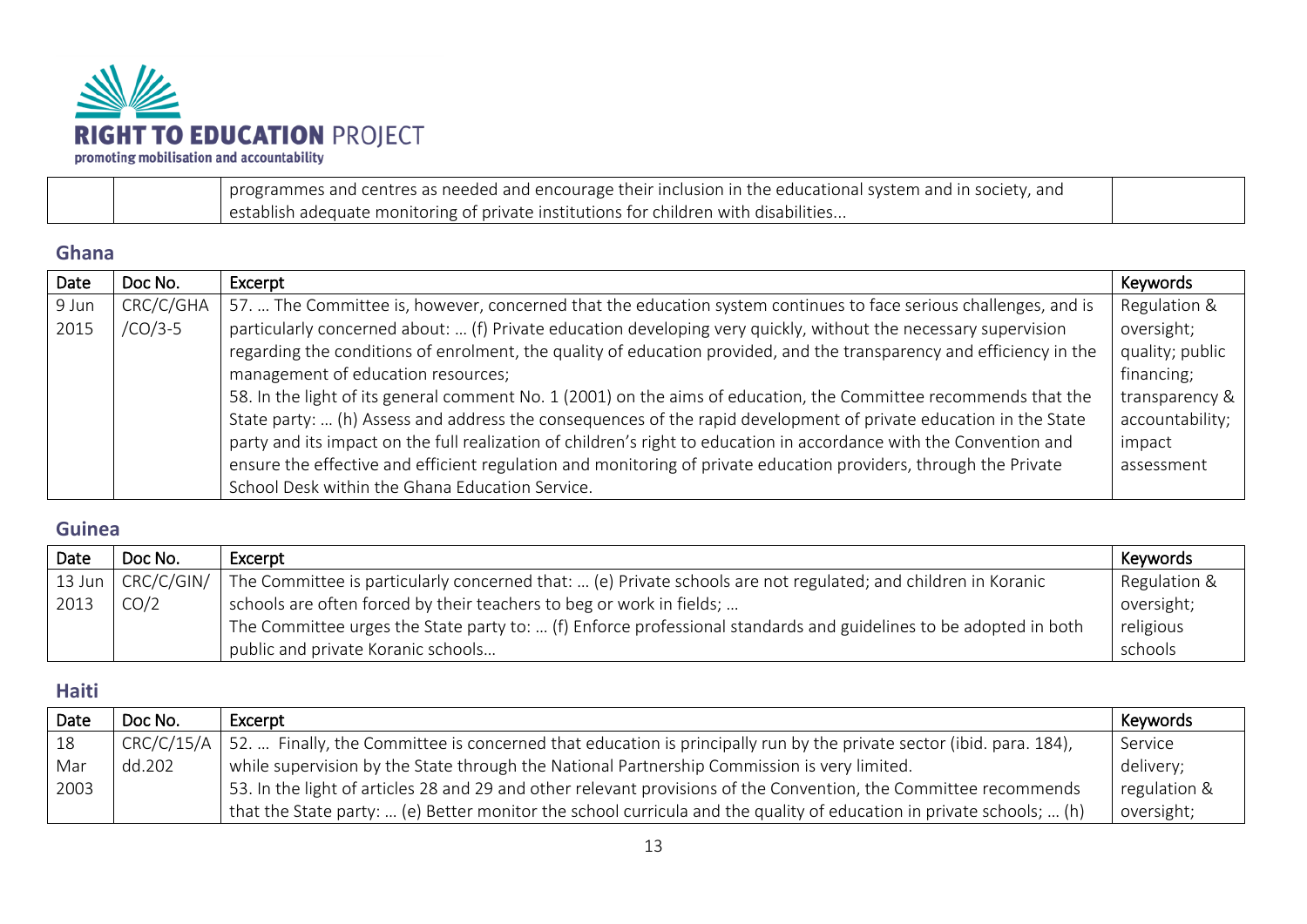| | | programmes and centres as needed and encourage their inclusion in the educational system and in society, and establish adequate monitoring of private institutions for children with disabilities... | |
|---|---|---|---|

## Ghana

| Date | Doc No. | Excerpt | Keywords |
|---|---|---|---|
| 9 Jun 2015 | CRC/C/GHA /CO/3-5 | 57. … The Committee is, however, concerned that the education system continues to face serious challenges, and is particularly concerned about: … (f) Private education developing very quickly, without the necessary supervision regarding the conditions of enrolment, the quality of education provided, and the transparency and efficiency in the management of education resources;<br>58. In the light of its general comment No. 1 (2001) on the aims of education, the Committee recommends that the State party: … (h) Assess and address the consequences of the rapid development of private education in the State party and its impact on the full realization of children's right to education in accordance with the Convention and ensure the effective and efficient regulation and monitoring of private education providers, through the Private School Desk within the Ghana Education Service. | Regulation & oversight; quality; public financing; transparency & accountability; impact assessment |

## Guinea

| Date | Doc No. | Excerpt | Keywords |
|---|---|---|---|
| 13 Jun 2013 | CRC/C/GIN/ CO/2 | The Committee is particularly concerned that: … (e) Private schools are not regulated; and children in Koranic schools are often forced by their teachers to beg or work in fields; …<br>The Committee urges the State party to: … (f) Enforce professional standards and guidelines to be adopted in both public and private Koranic schools… | Regulation & oversight; religious schools |

## Haiti

| Date | Doc No. | Excerpt | Keywords |
|---|---|---|---|
| 18 Mar 2003 | CRC/C/15/A dd.202 | 52. … Finally, the Committee is concerned that education is principally run by the private sector (ibid. para. 184), while supervision by the State through the National Partnership Commission is very limited.<br>53. In the light of articles 28 and 29 and other relevant provisions of the Convention, the Committee recommends that the State party: … (e) Better monitor the school curricula and the quality of education in private schools; … (h) | Service delivery; regulation & oversight; |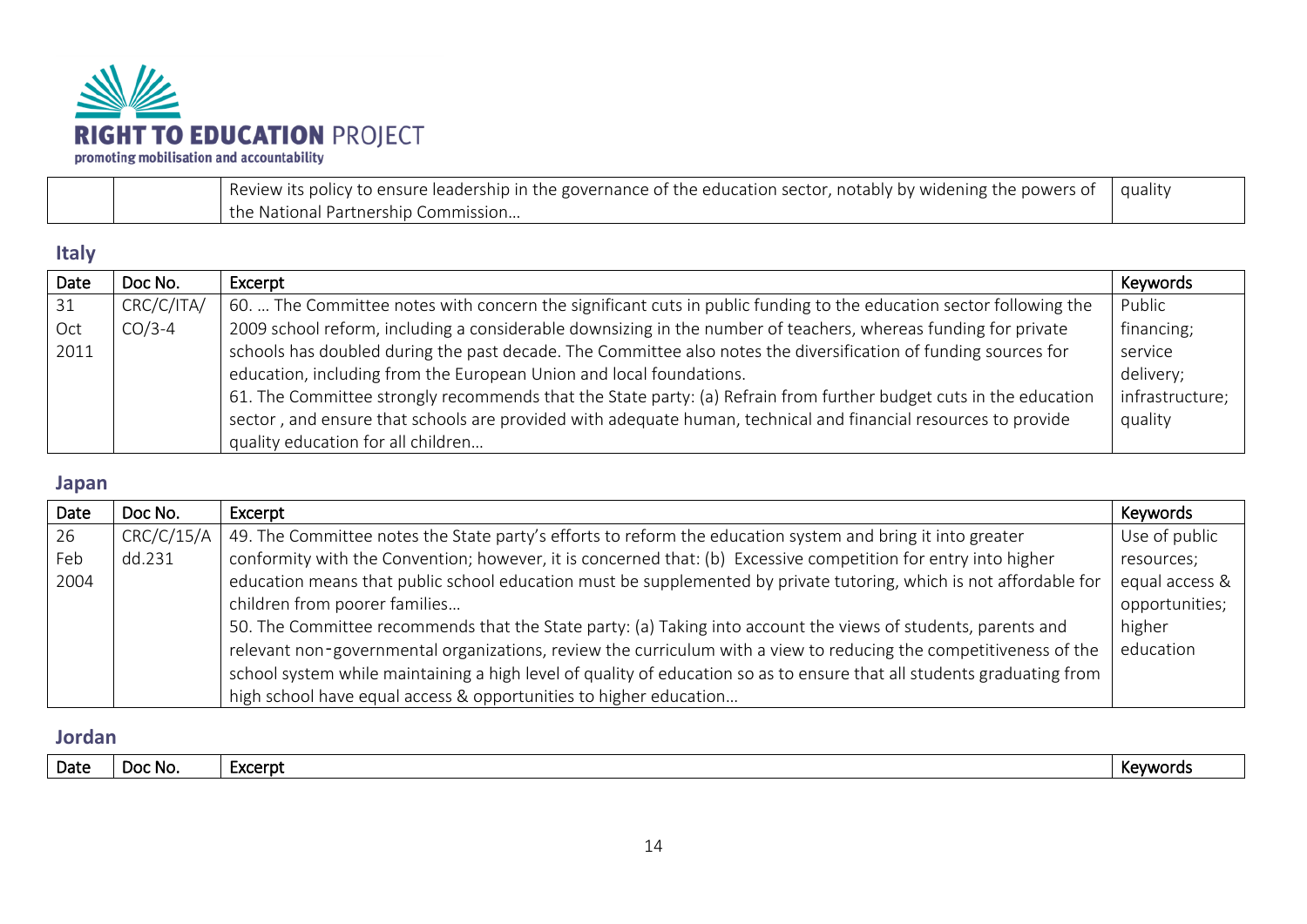| | | Review its policy to ensure leadership in the governance of the education sector, notably by widening the powers of the National Partnership Commission… | quality |
|---|---|---|---|

## Italy

| Date | Doc No. | Excerpt | Keywords |
|---|---|---|---|
| 31 Oct 2011 | CRC/C/ITA/CO/3-4 | 60. … The Committee notes with concern the significant cuts in public funding to the education sector following the 2009 school reform, including a considerable downsizing in the number of teachers, whereas funding for private schools has doubled during the past decade. The Committee also notes the diversification of funding sources for education, including from the European Union and local foundations.<br>61. The Committee strongly recommends that the State party: (a) Refrain from further budget cuts in the education sector , and ensure that schools are provided with adequate human, technical and financial resources to provide quality education for all children… | Public financing; service delivery; infrastructure; quality |

## Japan

| Date | Doc No. | Excerpt | Keywords |
|---|---|---|---|
| 26 Feb 2004 | CRC/C/15/Add.231 | 49. The Committee notes the State party's efforts to reform the education system and bring it into greater conformity with the Convention; however, it is concerned that: (b) Excessive competition for entry into higher education means that public school education must be supplemented by private tutoring, which is not affordable for children from poorer families…<br>50. The Committee recommends that the State party: (a) Taking into account the views of students, parents and relevant non-governmental organizations, review the curriculum with a view to reducing the competitiveness of the school system while maintaining a high level of quality of education so as to ensure that all students graduating from high school have equal access & opportunities to higher education… | Use of public resources; equal access & opportunities; higher education |

## Jordan

| Date | Doc No. | Excerpt | Keywords |
|---|---|---|---|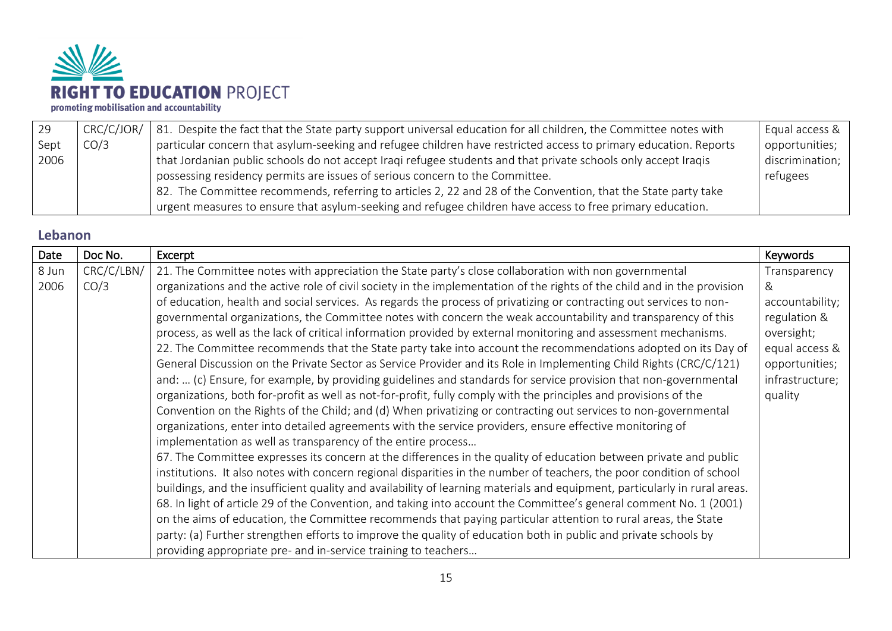| 29 Sept 2006 | CRC/C/JOR/ CO/3 | 81. Despite the fact that the State party support universal education for all children, the Committee notes with particular concern that asylum-seeking and refugee children have restricted access to primary education. Reports that Jordanian public schools do not accept Iraqi refugee students and that private schools only accept Iraqis possessing residency permits are issues of serious concern to the Committee. 82. The Committee recommends, referring to articles 2, 22 and 28 of the Convention, that the State party take urgent measures to ensure that asylum-seeking and refugee children have access to free primary education. | Equal access & opportunities; discrimination; refugees |
|---|---|---|---|

## Lebanon

| Date | Doc No. | Excerpt | Keywords |
|---|---|---|---|
| 8 Jun 2006 | CRC/C/LBN/ CO/3 | 21. The Committee notes with appreciation the State party's close collaboration with non governmental organizations and the active role of civil society in the implementation of the rights of the child and in the provision of education, health and social services. As regards the process of privatizing or contracting out services to non-governmental organizations, the Committee notes with concern the weak accountability and transparency of this process, as well as the lack of critical information provided by external monitoring and assessment mechanisms. 22. The Committee recommends that the State party take into account the recommendations adopted on its Day of General Discussion on the Private Sector as Service Provider and its Role in Implementing Child Rights (CRC/C/121) and: … (c) Ensure, for example, by providing guidelines and standards for service provision that non-governmental organizations, both for-profit as well as not-for-profit, fully comply with the principles and provisions of the Convention on the Rights of the Child; and (d) When privatizing or contracting out services to non-governmental organizations, enter into detailed agreements with the service providers, ensure effective monitoring of implementation as well as transparency of the entire process… 67. The Committee expresses its concern at the differences in the quality of education between private and public institutions. It also notes with concern regional disparities in the number of teachers, the poor condition of school buildings, and the insufficient quality and availability of learning materials and equipment, particularly in rural areas. 68. In light of article 29 of the Convention, and taking into account the Committee's general comment No. 1 (2001) on the aims of education, the Committee recommends that paying particular attention to rural areas, the State party: (a) Further strengthen efforts to improve the quality of education both in public and private schools by providing appropriate pre- and in-service training to teachers… | Transparency & accountability; regulation & oversight; equal access & opportunities; infrastructure; quality |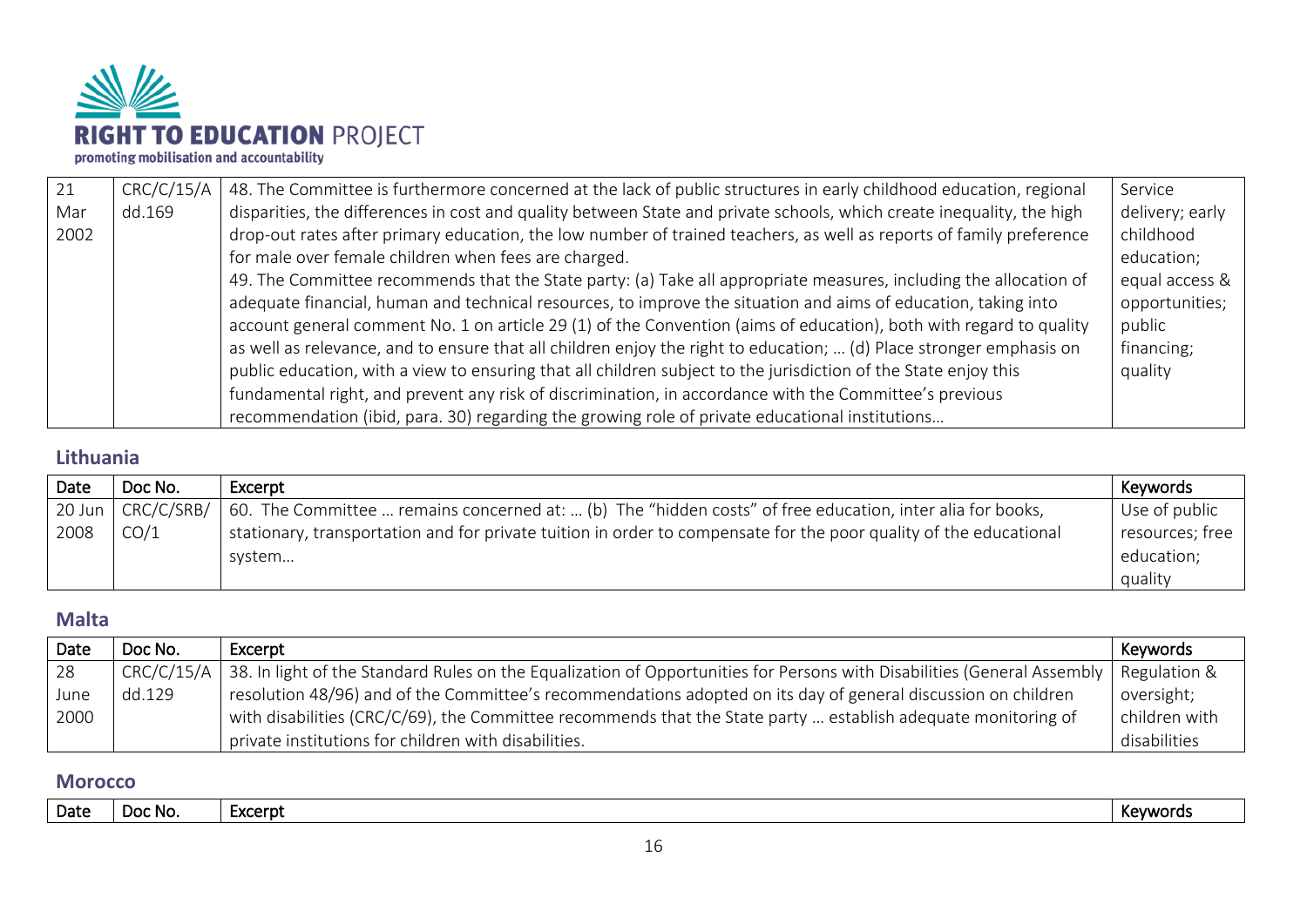| 21 Mar 2002 | CRC/C/15/Add.169 | 48. The Committee is furthermore concerned at the lack of public structures in early childhood education, regional disparities, the differences in cost and quality between State and private schools, which create inequality, the high drop-out rates after primary education, the low number of trained teachers, as well as reports of family preference for male over female children when fees are charged.<br>49. The Committee recommends that the State party: (a) Take all appropriate measures, including the allocation of adequate financial, human and technical resources, to improve the situation and aims of education, taking into account general comment No. 1 on article 29 (1) of the Convention (aims of education), both with regard to quality as well as relevance, and to ensure that all children enjoy the right to education; … (d) Place stronger emphasis on public education, with a view to ensuring that all children subject to the jurisdiction of the State enjoy this fundamental right, and prevent any risk of discrimination, in accordance with the Committee's previous recommendation (ibid, para. 30) regarding the growing role of private educational institutions… | Service delivery; early childhood education; equal access & opportunities; public financing; quality |
|---|---|---|---|

## Lithuania

| Date | Doc No. | Excerpt | Keywords |
|---|---|---|---|
| 20 Jun 2008 | CRC/C/SRB/CO/1 | 60. The Committee … remains concerned at: … (b) The "hidden costs" of free education, inter alia for books, stationary, transportation and for private tuition in order to compensate for the poor quality of the educational system… | Use of public resources; free education; quality |

## Malta

| Date | Doc No. | Excerpt | Keywords |
|---|---|---|---|
| 28 June 2000 | CRC/C/15/Add.129 | 38. In light of the Standard Rules on the Equalization of Opportunities for Persons with Disabilities (General Assembly resolution 48/96) and of the Committee's recommendations adopted on its day of general discussion on children with disabilities (CRC/C/69), the Committee recommends that the State party … establish adequate monitoring of private institutions for children with disabilities. | Regulation & oversight; children with disabilities |

## Morocco

| Date | Doc No. | Excerpt | Keywords |
|---|---|---|---|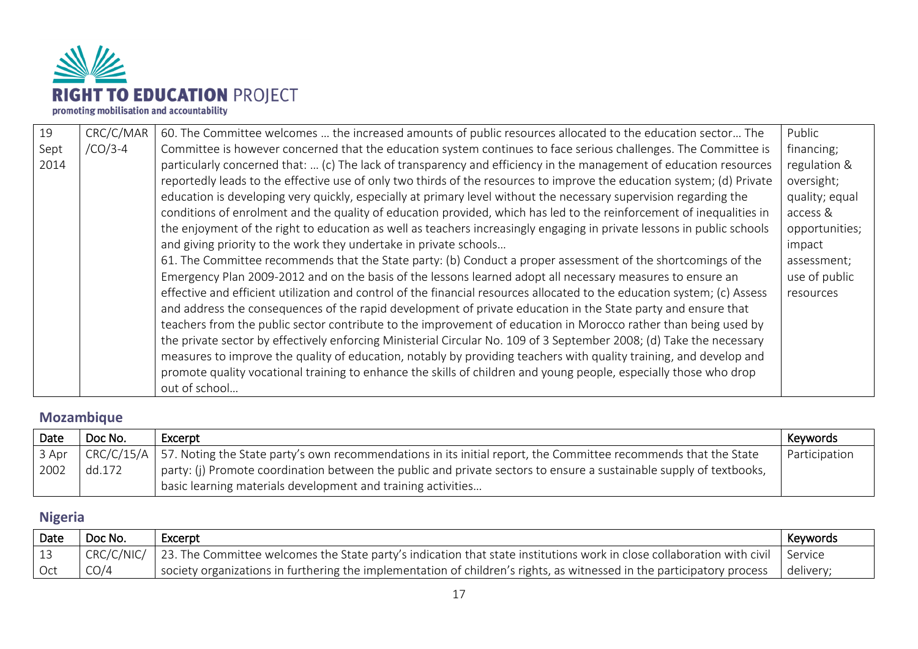| | | | |
|---|---|---|---|
| 19 Sept 2014 | CRC/C/MAR/CO/3-4 | 60. The Committee welcomes … the increased amounts of public resources allocated to the education sector… The Committee is however concerned that the education system continues to face serious challenges. The Committee is particularly concerned that: … (c) The lack of transparency and efficiency in the management of education resources reportedly leads to the effective use of only two thirds of the resources to improve the education system; (d) Private education is developing very quickly, especially at primary level without the necessary supervision regarding the conditions of enrolment and the quality of education provided, which has led to the reinforcement of inequalities in the enjoyment of the right to education as well as teachers increasingly engaging in private lessons in public schools and giving priority to the work they undertake in private schools…<br>61. The Committee recommends that the State party: (b) Conduct a proper assessment of the shortcomings of the Emergency Plan 2009-2012 and on the basis of the lessons learned adopt all necessary measures to ensure an effective and efficient utilization and control of the financial resources allocated to the education system; (c) Assess and address the consequences of the rapid development of private education in the State party and ensure that teachers from the public sector contribute to the improvement of education in Morocco rather than being used by the private sector by effectively enforcing Ministerial Circular No. 109 of 3 September 2008; (d) Take the necessary measures to improve the quality of education, notably by providing teachers with quality training, and develop and promote quality vocational training to enhance the skills of children and young people, especially those who drop out of school… | Public financing; regulation & oversight; quality; equal access & opportunities; impact assessment; use of public resources |

## Mozambique

| Date | Doc No. | Excerpt | Keywords |
|---|---|---|---|
| 3 Apr 2002 | CRC/C/15/Add.172 | 57. Noting the State party's own recommendations in its initial report, the Committee recommends that the State party: (j) Promote coordination between the public and private sectors to ensure a sustainable supply of textbooks, basic learning materials development and training activities… | Participation |

## Nigeria

| Date | Doc No. | Excerpt | Keywords |
|---|---|---|---|
| 13 Oct | CRC/C/NIC/CO/4 | 23. The Committee welcomes the State party's indication that state institutions work in close collaboration with civil society organizations in furthering the implementation of children's rights, as witnessed in the participatory process | Service delivery; |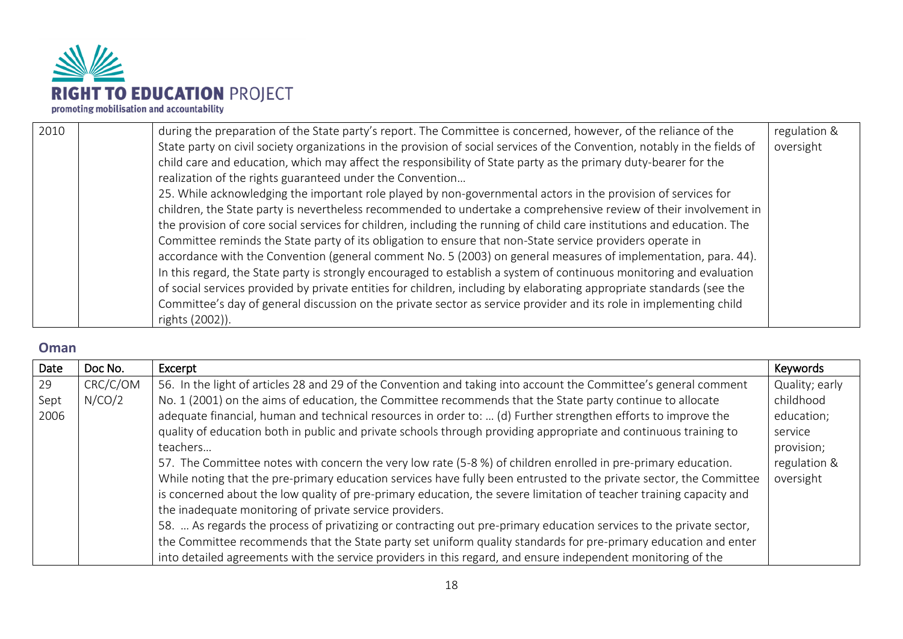| 2010 | | during the preparation of the State party's report. The Committee is concerned, however, of the reliance of the State party on civil society organizations in the provision of social services of the Convention, notably in the fields of child care and education, which may affect the responsibility of State party as the primary duty-bearer for the realization of the rights guaranteed under the Convention…<br>25. While acknowledging the important role played by non-governmental actors in the provision of services for children, the State party is nevertheless recommended to undertake a comprehensive review of their involvement in the provision of core social services for children, including the running of child care institutions and education. The Committee reminds the State party of its obligation to ensure that non-State service providers operate in accordance with the Convention (general comment No. 5 (2003) on general measures of implementation, para. 44). In this regard, the State party is strongly encouraged to establish a system of continuous monitoring and evaluation of social services provided by private entities for children, including by elaborating appropriate standards (see the Committee's day of general discussion on the private sector as service provider and its role in implementing child rights (2002)). | regulation & oversight |
|---|---|---|---|

## Oman

| Date | Doc No. | Excerpt | Keywords |
|---|---|---|---|
| 29 Sept 2006 | CRC/C/OMN/CO/2 | 56. In the light of articles 28 and 29 of the Convention and taking into account the Committee's general comment No. 1 (2001) on the aims of education, the Committee recommends that the State party continue to allocate adequate financial, human and technical resources in order to: … (d) Further strengthen efforts to improve the quality of education both in public and private schools through providing appropriate and continuous training to teachers…<br>57. The Committee notes with concern the very low rate (5-8 %) of children enrolled in pre-primary education. While noting that the pre-primary education services have fully been entrusted to the private sector, the Committee is concerned about the low quality of pre-primary education, the severe limitation of teacher training capacity and the inadequate monitoring of private service providers.<br>58. … As regards the process of privatizing or contracting out pre-primary education services to the private sector, the Committee recommends that the State party set uniform quality standards for pre-primary education and enter into detailed agreements with the service providers in this regard, and ensure independent monitoring of the | Quality; early childhood education; service provision; regulation & oversight |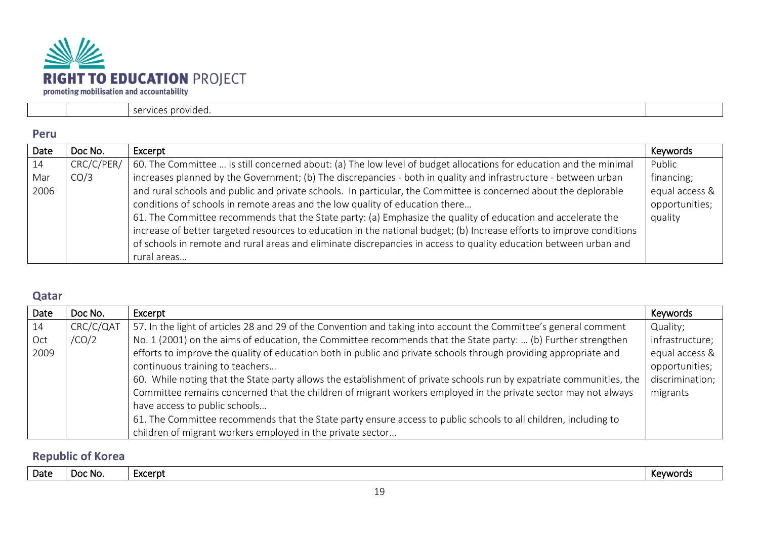| | | services provided. | |
|---|---|---|---|

## Peru

| Date | Doc No. | Excerpt | Keywords |
|---|---|---|---|
| 14 Mar 2006 | CRC/C/PER/CO/3 | 60. The Committee … is still concerned about: (a) The low level of budget allocations for education and the minimal increases planned by the Government; (b) The discrepancies - both in quality and infrastructure - between urban and rural schools and public and private schools. In particular, the Committee is concerned about the deplorable conditions of schools in remote areas and the low quality of education there… 61. The Committee recommends that the State party: (a) Emphasize the quality of education and accelerate the increase of better targeted resources to education in the national budget; (b) Increase efforts to improve conditions of schools in remote and rural areas and eliminate discrepancies in access to quality education between urban and rural areas… | Public financing; equal access & opportunities; quality |

## Qatar

| Date | Doc No. | Excerpt | Keywords |
|---|---|---|---|
| 14 Oct 2009 | CRC/C/QAT/CO/2 | 57. In the light of articles 28 and 29 of the Convention and taking into account the Committee's general comment No. 1 (2001) on the aims of education, the Committee recommends that the State party: … (b) Further strengthen efforts to improve the quality of education both in public and private schools through providing appropriate and continuous training to teachers… 60. While noting that the State party allows the establishment of private schools run by expatriate communities, the Committee remains concerned that the children of migrant workers employed in the private sector may not always have access to public schools… 61. The Committee recommends that the State party ensure access to public schools to all children, including to children of migrant workers employed in the private sector… | Quality; infrastructure; equal access & opportunities; discrimination; migrants |

## Republic of Korea

| Date | Doc No. | Excerpt | Keywords |
|---|---|---|---|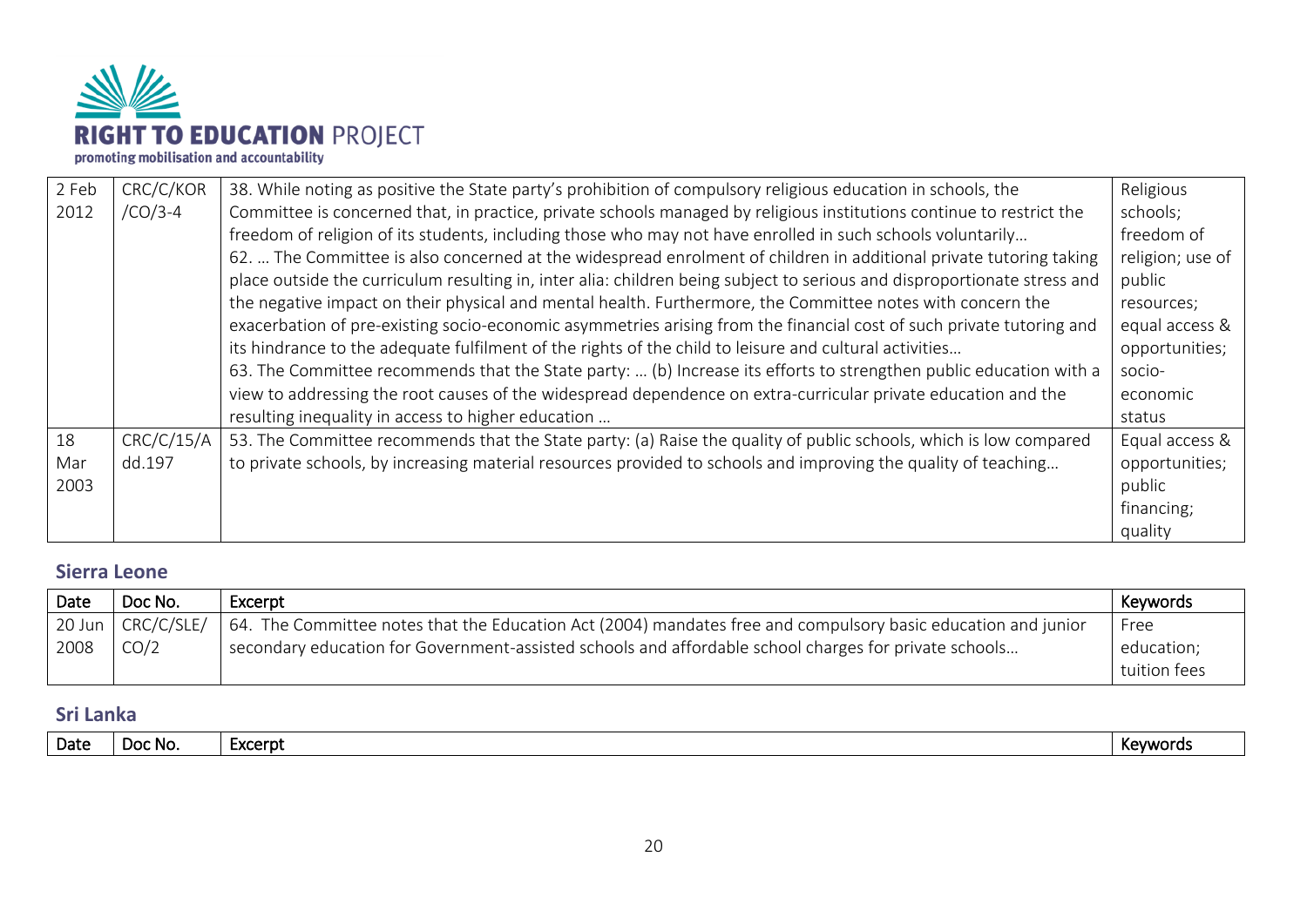| 2 Feb 2012 | CRC/C/KOR/CO/3-4 | 38. While noting as positive the State party's prohibition of compulsory religious education in schools, the Committee is concerned that, in practice, private schools managed by religious institutions continue to restrict the freedom of religion of its students, including those who may not have enrolled in such schools voluntarily… 62. … The Committee is also concerned at the widespread enrolment of children in additional private tutoring taking place outside the curriculum resulting in, inter alia: children being subject to serious and disproportionate stress and the negative impact on their physical and mental health. Furthermore, the Committee notes with concern the exacerbation of pre-existing socio-economic asymmetries arising from the financial cost of such private tutoring and its hindrance to the adequate fulfilment of the rights of the child to leisure and cultural activities… 63. The Committee recommends that the State party: … (b) Increase its efforts to strengthen public education with a view to addressing the root causes of the widespread dependence on extra-curricular private education and the resulting inequality in access to higher education … | Religious schools; freedom of religion; use of public resources; equal access & opportunities; socio-economic status |
|---|---|---|---|
| 18 Mar 2003 | CRC/C/15/Add.197 | 53. The Committee recommends that the State party: (a) Raise the quality of public schools, which is low compared to private schools, by increasing material resources provided to schools and improving the quality of teaching… | Equal access & opportunities; public financing; quality |

## Sierra Leone

| Date | Doc No. | Excerpt | Keywords |
|---|---|---|---|
| 20 Jun 2008 | CRC/C/SLE/CO/2 | 64. The Committee notes that the Education Act (2004) mandates free and compulsory basic education and junior secondary education for Government-assisted schools and affordable school charges for private schools… | Free education; tuition fees |

## Sri Lanka

| Date | Doc No. | Excerpt | Keywords |
|---|---|---|---|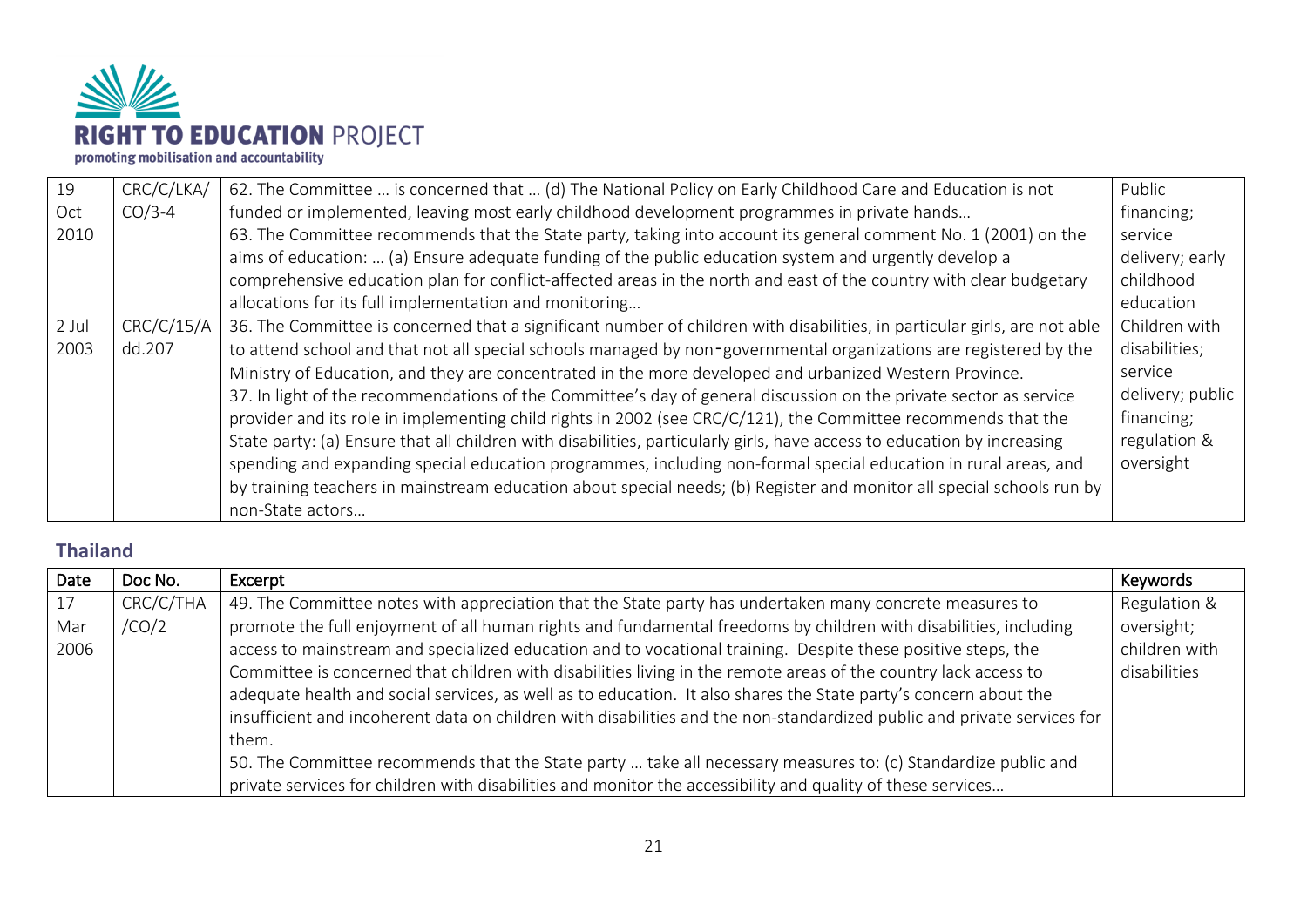| | | | |
|---|---|---|---|
| 19 Oct 2010 | CRC/C/LKA/CO/3-4 | 62. The Committee … is concerned that … (d) The National Policy on Early Childhood Care and Education is not funded or implemented, leaving most early childhood development programmes in private hands…<br>63. The Committee recommends that the State party, taking into account its general comment No. 1 (2001) on the aims of education: … (a) Ensure adequate funding of the public education system and urgently develop a comprehensive education plan for conflict-affected areas in the north and east of the country with clear budgetary allocations for its full implementation and monitoring… | Public financing; service delivery; early childhood education |
| 2 Jul 2003 | CRC/C/15/Add.207 | 36. The Committee is concerned that a significant number of children with disabilities, in particular girls, are not able to attend school and that not all special schools managed by non-governmental organizations are registered by the Ministry of Education, and they are concentrated in the more developed and urbanized Western Province.<br>37. In light of the recommendations of the Committee's day of general discussion on the private sector as service provider and its role in implementing child rights in 2002 (see CRC/C/121), the Committee recommends that the State party: (a) Ensure that all children with disabilities, particularly girls, have access to education by increasing spending and expanding special education programmes, including non-formal special education in rural areas, and by training teachers in mainstream education about special needs; (b) Register and monitor all special schools run by non-State actors… | Children with disabilities; service delivery; public financing; regulation & oversight |

## Thailand

| Date | Doc No. | Excerpt | Keywords |
|---|---|---|---|
| 17 Mar 2006 | CRC/C/THA/CO/2 | 49. The Committee notes with appreciation that the State party has undertaken many concrete measures to promote the full enjoyment of all human rights and fundamental freedoms by children with disabilities, including access to mainstream and specialized education and to vocational training. Despite these positive steps, the Committee is concerned that children with disabilities living in the remote areas of the country lack access to adequate health and social services, as well as to education. It also shares the State party's concern about the insufficient and incoherent data on children with disabilities and the non-standardized public and private services for them.<br>50. The Committee recommends that the State party … take all necessary measures to: (c) Standardize public and private services for children with disabilities and monitor the accessibility and quality of these services… | Regulation & oversight; children with disabilities |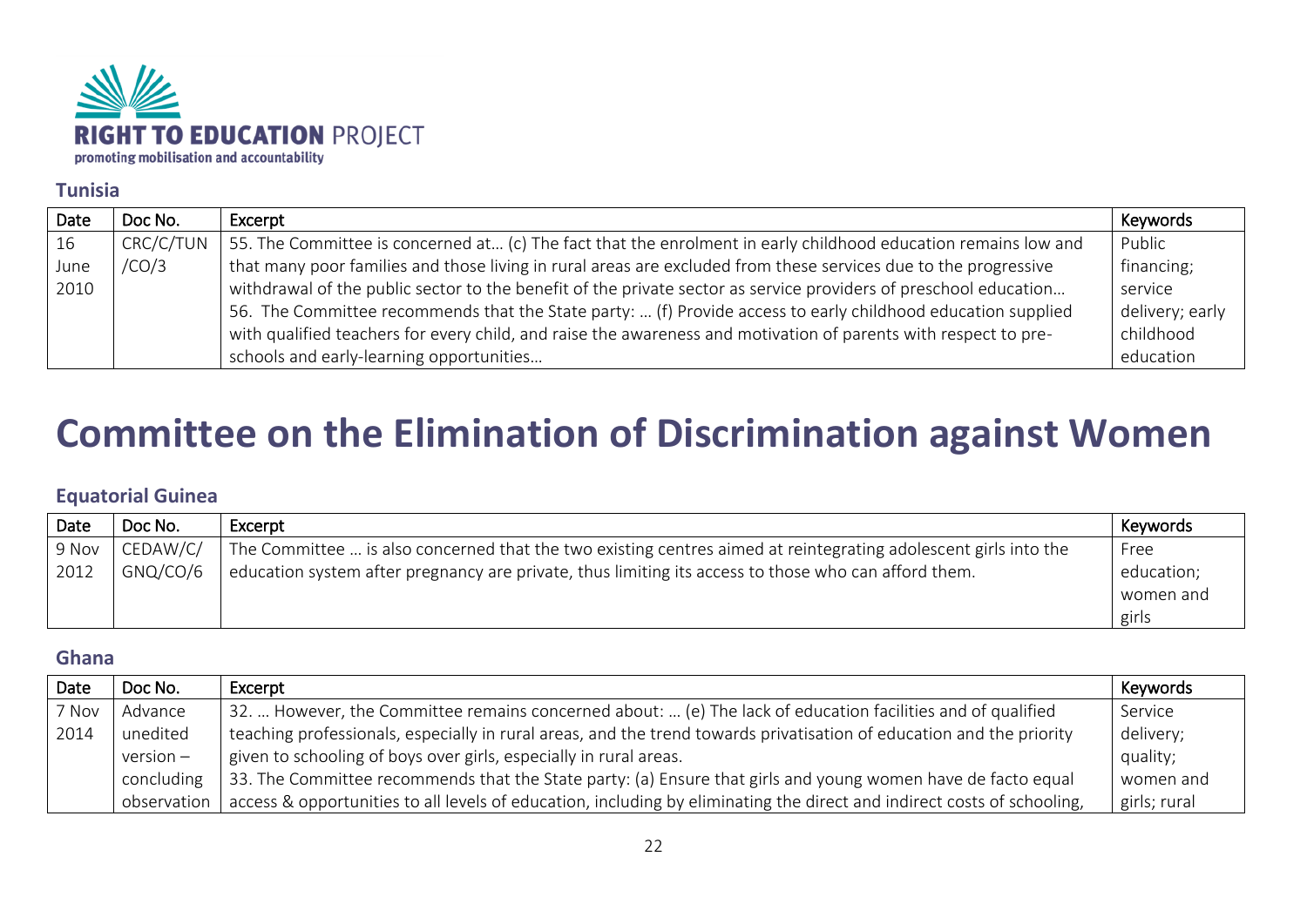**RIGHT TO EDUCATION PROJECT**
promoting mobilisation and accountability

### Tunisia

| Date | Doc No. | Excerpt | Keywords |
|---|---|---|---|
| 16 June 2010 | CRC/C/TUN/CO/3 | 55. The Committee is concerned at… (c) The fact that the enrolment in early childhood education remains low and that many poor families and those living in rural areas are excluded from these services due to the progressive withdrawal of the public sector to the benefit of the private sector as service providers of preschool education… 56. The Committee recommends that the State party: … (f) Provide access to early childhood education supplied with qualified teachers for every child, and raise the awareness and motivation of parents with respect to pre-schools and early-learning opportunities… | Public financing; service delivery; early childhood education |

# Committee on the Elimination of Discrimination against Women

### Equatorial Guinea

| Date | Doc No. | Excerpt | Keywords |
|---|---|---|---|
| 9 Nov 2012 | CEDAW/C/GNQ/CO/6 | The Committee … is also concerned that the two existing centres aimed at reintegrating adolescent girls into the education system after pregnancy are private, thus limiting its access to those who can afford them. | Free education; women and girls |

### Ghana

| Date | Doc No. | Excerpt | Keywords |
|---|---|---|---|
| 7 Nov 2014 | Advance unedited version – concluding observation | 32. … However, the Committee remains concerned about: … (e) The lack of education facilities and of qualified teaching professionals, especially in rural areas, and the trend towards privatisation of education and the priority given to schooling of boys over girls, especially in rural areas. 33. The Committee recommends that the State party: (a) Ensure that girls and young women have de facto equal access & opportunities to all levels of education, including by eliminating the direct and indirect costs of schooling, | Service delivery; quality; women and girls; rural |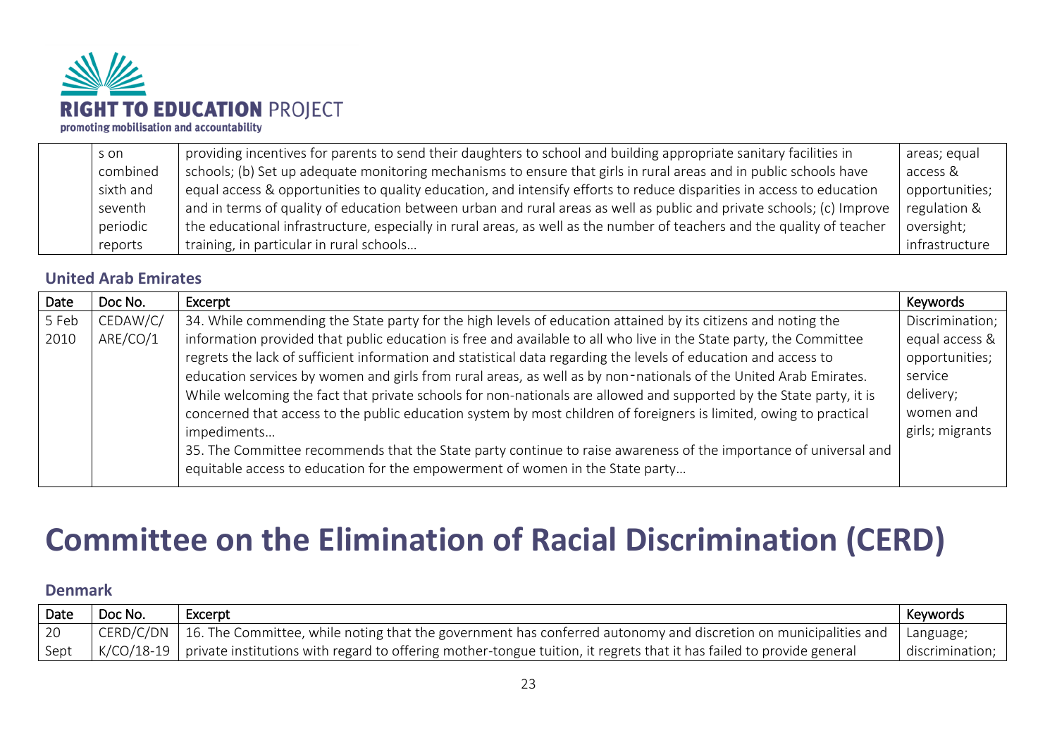| | s on combined sixth and seventh periodic reports | providing incentives for parents to send their daughters to school and building appropriate sanitary facilities in schools; (b) Set up adequate monitoring mechanisms to ensure that girls in rural areas and in public schools have equal access & opportunities to quality education, and intensify efforts to reduce disparities in access to education and in terms of quality of education between urban and rural areas as well as public and private schools; (c) Improve the educational infrastructure, especially in rural areas, as well as the number of teachers and the quality of teacher training, in particular in rural schools… | areas; equal access & opportunities; regulation & oversight; infrastructure |
|---|---|---|---|

### United Arab Emirates

| Date | Doc No. | Excerpt | Keywords |
|---|---|---|---|
| 5 Feb 2010 | CEDAW/C/ARE/CO/1 | 34. While commending the State party for the high levels of education attained by its citizens and noting the information provided that public education is free and available to all who live in the State party, the Committee regrets the lack of sufficient information and statistical data regarding the levels of education and access to education services by women and girls from rural areas, as well as by non-nationals of the United Arab Emirates. While welcoming the fact that private schools for non-nationals are allowed and supported by the State party, it is concerned that access to the public education system by most children of foreigners is limited, owing to practical impediments…<br>35. The Committee recommends that the State party continue to raise awareness of the importance of universal and equitable access to education for the empowerment of women in the State party… | Discrimination; equal access & opportunities; service delivery; women and girls; migrants |

# Committee on the Elimination of Racial Discrimination (CERD)

### Denmark

| Date | Doc No. | Excerpt | Keywords |
|---|---|---|---|
| 20 Sept | CERD/C/DNK/CO/18-19 | 16. The Committee, while noting that the government has conferred autonomy and discretion on municipalities and private institutions with regard to offering mother-tongue tuition, it regrets that it has failed to provide general | Language; discrimination; |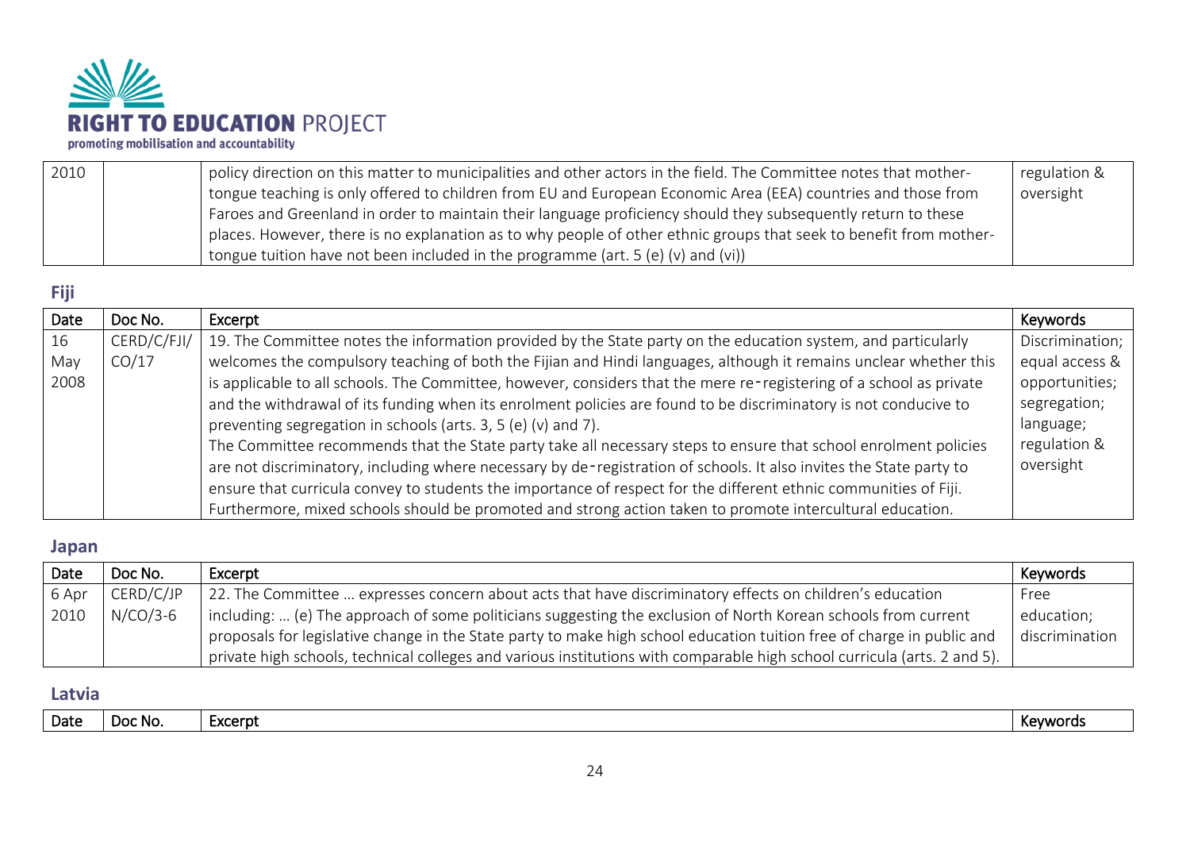| 2010 | | policy direction on this matter to municipalities and other actors in the field. The Committee notes that mother-tongue teaching is only offered to children from EU and European Economic Area (EEA) countries and those from Faroes and Greenland in order to maintain their language proficiency should they subsequently return to these places. However, there is no explanation as to why people of other ethnic groups that seek to benefit from mother-tongue tuition have not been included in the programme (art. 5 (e) (v) and (vi)) | regulation & oversight |
|---|---|---|---|

## Fiji

| Date | Doc No. | Excerpt | Keywords |
|---|---|---|---|
| 16 May 2008 | CERD/C/FJI/CO/17 | 19. The Committee notes the information provided by the State party on the education system, and particularly welcomes the compulsory teaching of both the Fijian and Hindi languages, although it remains unclear whether this is applicable to all schools. The Committee, however, considers that the mere re-registering of a school as private and the withdrawal of its funding when its enrolment policies are found to be discriminatory is not conducive to preventing segregation in schools (arts. 3, 5 (e) (v) and 7).<br>The Committee recommends that the State party take all necessary steps to ensure that school enrolment policies are not discriminatory, including where necessary by de-registration of schools. It also invites the State party to ensure that curricula convey to students the importance of respect for the different ethnic communities of Fiji. Furthermore, mixed schools should be promoted and strong action taken to promote intercultural education. | Discrimination; equal access & opportunities; segregation; language; regulation & oversight |

## Japan

| Date | Doc No. | Excerpt | Keywords |
|---|---|---|---|
| 6 Apr 2010 | CERD/C/JPN/CO/3-6 | 22. The Committee … expresses concern about acts that have discriminatory effects on children's education including: … (e) The approach of some politicians suggesting the exclusion of North Korean schools from current proposals for legislative change in the State party to make high school education tuition free of charge in public and private high schools, technical colleges and various institutions with comparable high school curricula (arts. 2 and 5). | Free education; discrimination |

## Latvia

| Date | Doc No. | Excerpt | Keywords |
|---|---|---|---|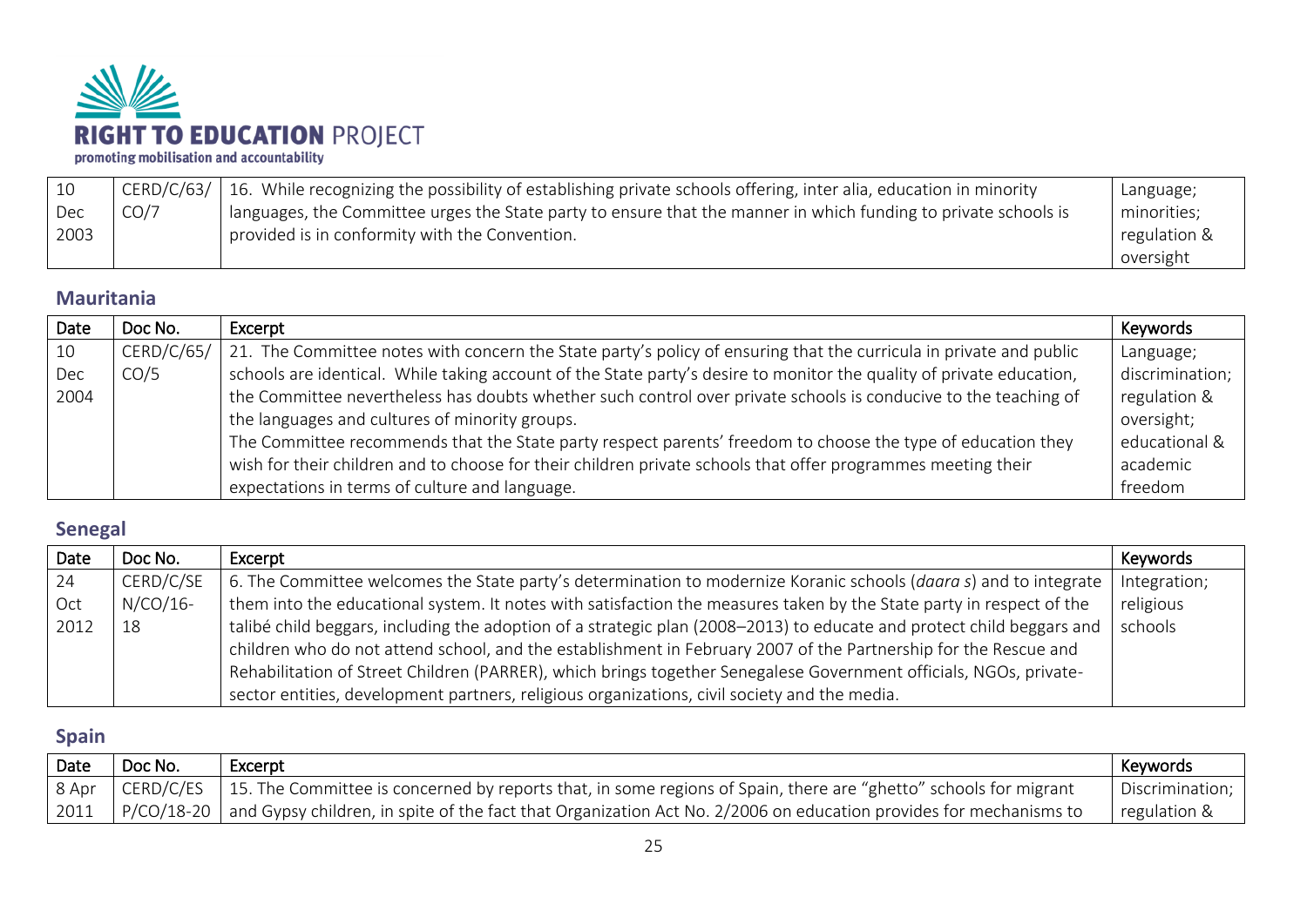| 10 Dec 2003 | CERD/C/63/CO/7 | 16. While recognizing the possibility of establishing private schools offering, inter alia, education in minority languages, the Committee urges the State party to ensure that the manner in which funding to private schools is provided is in conformity with the Convention. | Language; minorities; regulation & oversight |
|---|---|---|---|

## Mauritania

| Date | Doc No. | Excerpt | Keywords |
|---|---|---|---|
| 10 Dec 2004 | CERD/C/65/CO/5 | 21. The Committee notes with concern the State party's policy of ensuring that the curricula in private and public schools are identical. While taking account of the State party's desire to monitor the quality of private education, the Committee nevertheless has doubts whether such control over private schools is conducive to the teaching of the languages and cultures of minority groups. The Committee recommends that the State party respect parents' freedom to choose the type of education they wish for their children and to choose for their children private schools that offer programmes meeting their expectations in terms of culture and language. | Language; discrimination; regulation & oversight; educational & academic freedom |

## Senegal

| Date | Doc No. | Excerpt | Keywords |
|---|---|---|---|
| 24 Oct 2012 | CERD/C/SEN/CO/16-18 | 6. The Committee welcomes the State party's determination to modernize Koranic schools (*daara s*) and to integrate them into the educational system. It notes with satisfaction the measures taken by the State party in respect of the talibé child beggars, including the adoption of a strategic plan (2008–2013) to educate and protect child beggars and children who do not attend school, and the establishment in February 2007 of the Partnership for the Rescue and Rehabilitation of Street Children (PARRER), which brings together Senegalese Government officials, NGOs, private-sector entities, development partners, religious organizations, civil society and the media. | Integration; religious schools |

## Spain

| Date | Doc No. | Excerpt | Keywords |
|---|---|---|---|
| 8 Apr 2011 | CERD/C/ESP/CO/18-20 | 15. The Committee is concerned by reports that, in some regions of Spain, there are "ghetto" schools for migrant and Gypsy children, in spite of the fact that Organization Act No. 2/2006 on education provides for mechanisms to | Discrimination; regulation & |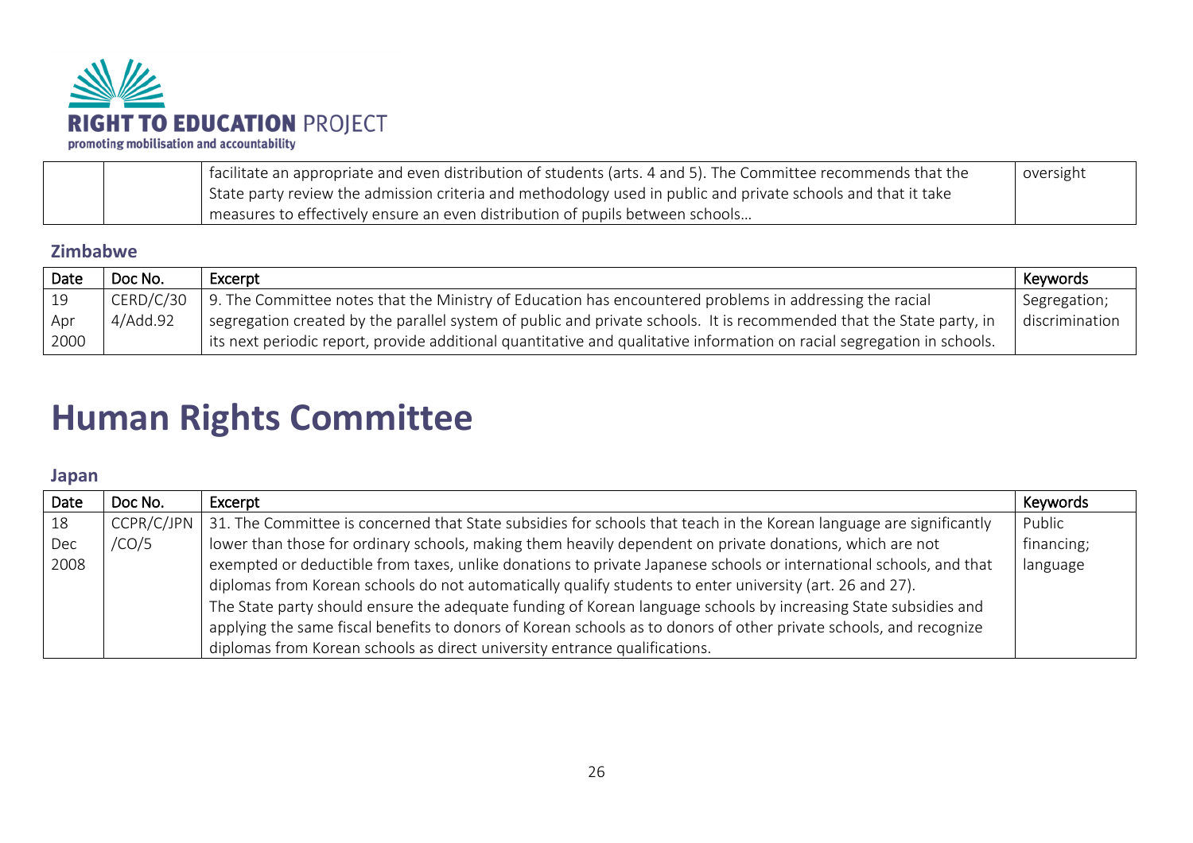|  |  | facilitate an appropriate and even distribution of students (arts. 4 and 5). The Committee recommends that the State party review the admission criteria and methodology used in public and private schools and that it take measures to effectively ensure an even distribution of pupils between schools… | oversight |
|---|---|---|---|

### Zimbabwe

| Date | Doc No. | Excerpt | Keywords |
|---|---|---|---|
| 19 Apr 2000 | CERD/C/304/Add.92 | 9. The Committee notes that the Ministry of Education has encountered problems in addressing the racial segregation created by the parallel system of public and private schools. It is recommended that the State party, in its next periodic report, provide additional quantitative and qualitative information on racial segregation in schools. | Segregation; discrimination |

# Human Rights Committee

### Japan

| Date | Doc No. | Excerpt | Keywords |
|---|---|---|---|
| 18 Dec 2008 | CCPR/C/JPN/CO/5 | 31. The Committee is concerned that State subsidies for schools that teach in the Korean language are significantly lower than those for ordinary schools, making them heavily dependent on private donations, which are not exempted or deductible from taxes, unlike donations to private Japanese schools or international schools, and that diplomas from Korean schools do not automatically qualify students to enter university (art. 26 and 27). The State party should ensure the adequate funding of Korean language schools by increasing State subsidies and applying the same fiscal benefits to donors of Korean schools as to donors of other private schools, and recognize diplomas from Korean schools as direct university entrance qualifications. | Public financing; language |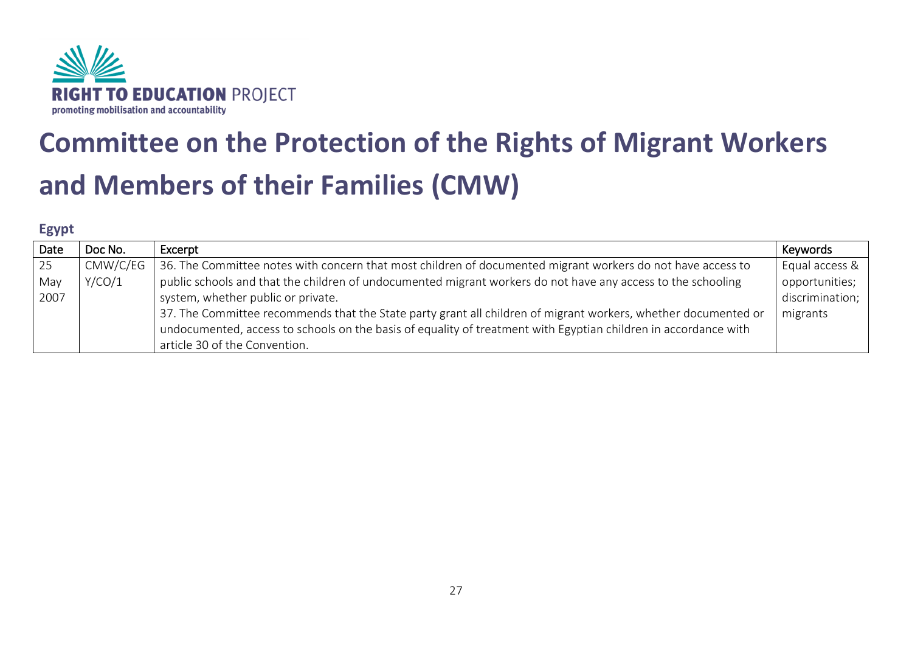RIGHT TO EDUCATION PROJECT
promoting mobilisation and accountability

# Committee on the Protection of the Rights of Migrant Workers and Members of their Families (CMW)

### Egypt

| Date | Doc No. | Excerpt | Keywords |
|---|---|---|---|
| 25 May 2007 | CMW/C/EGY/CO/1 | 36. The Committee notes with concern that most children of documented migrant workers do not have access to public schools and that the children of undocumented migrant workers do not have any access to the schooling system, whether public or private.<br>37. The Committee recommends that the State party grant all children of migrant workers, whether documented or undocumented, access to schools on the basis of equality of treatment with Egyptian children in accordance with article 30 of the Convention. | Equal access & opportunities; discrimination; migrants |